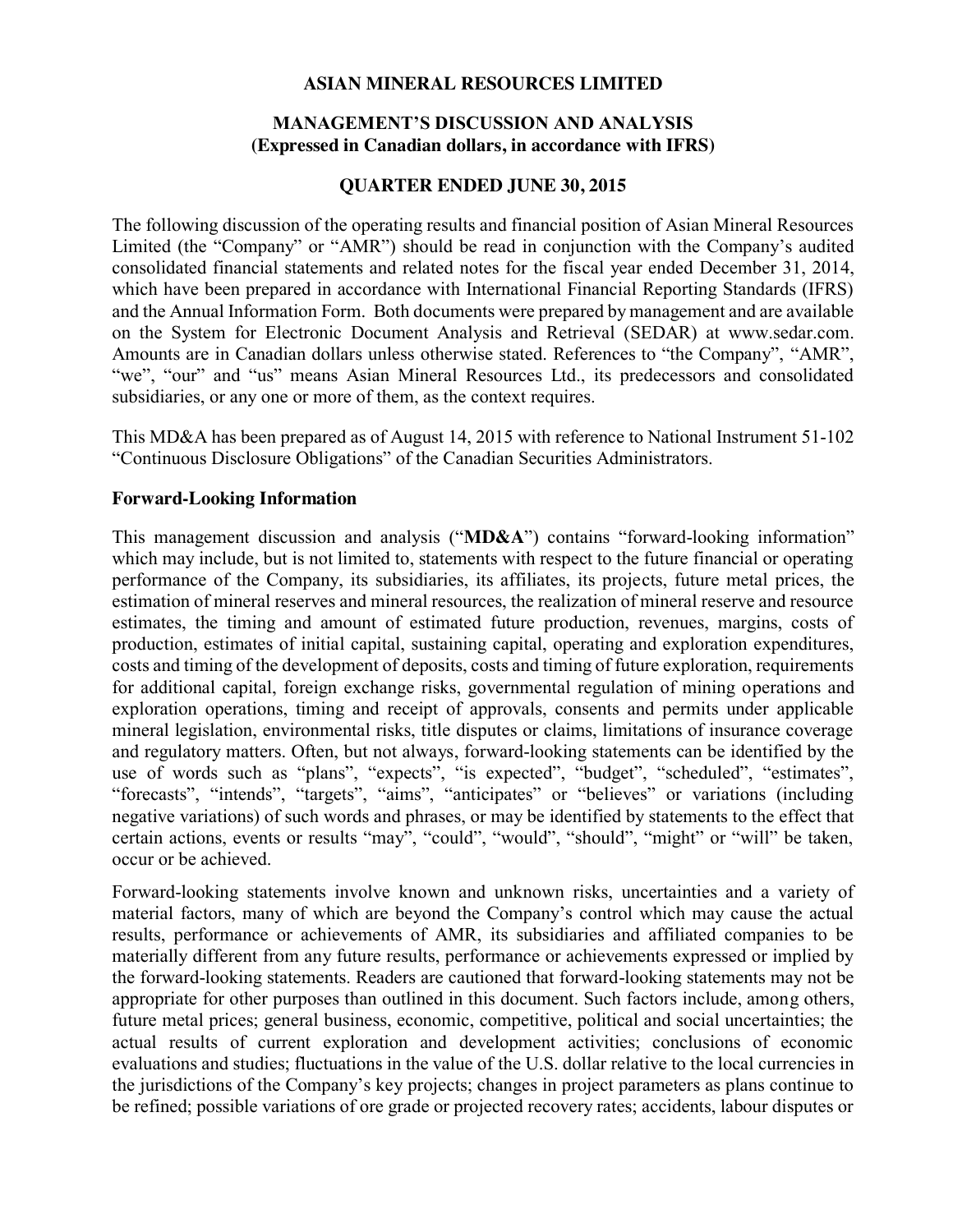# ASIAN MINERAL RESOURCES LIMITED

## MANAGEMENT'S DISCUSSION AND ANALYSIS
## (Expressed in Canadian dollars, in accordance with IFRS)

## QUARTER ENDED JUNE 30, 2015

The following discussion of the operating results and financial position of Asian Mineral Resources Limited (the "Company" or "AMR") should be read in conjunction with the Company's audited consolidated financial statements and related notes for the fiscal year ended December 31, 2014, which have been prepared in accordance with International Financial Reporting Standards (IFRS) and the Annual Information Form. Both documents were prepared by management and are available on the System for Electronic Document Analysis and Retrieval (SEDAR) at www.sedar.com. Amounts are in Canadian dollars unless otherwise stated. References to "the Company", "AMR", "we", "our" and "us" means Asian Mineral Resources Ltd., its predecessors and consolidated subsidiaries, or any one or more of them, as the context requires.

This MD&A has been prepared as of August 14, 2015 with reference to National Instrument 51-102 "Continuous Disclosure Obligations" of the Canadian Securities Administrators.

### Forward-Looking Information

This management discussion and analysis ("**MD&A**") contains "forward-looking information" which may include, but is not limited to, statements with respect to the future financial or operating performance of the Company, its subsidiaries, its affiliates, its projects, future metal prices, the estimation of mineral reserves and mineral resources, the realization of mineral reserve and resource estimates, the timing and amount of estimated future production, revenues, margins, costs of production, estimates of initial capital, sustaining capital, operating and exploration expenditures, costs and timing of the development of deposits, costs and timing of future exploration, requirements for additional capital, foreign exchange risks, governmental regulation of mining operations and exploration operations, timing and receipt of approvals, consents and permits under applicable mineral legislation, environmental risks, title disputes or claims, limitations of insurance coverage and regulatory matters. Often, but not always, forward-looking statements can be identified by the use of words such as "plans", "expects", "is expected", "budget", "scheduled", "estimates", "forecasts", "intends", "targets", "aims", "anticipates" or "believes" or variations (including negative variations) of such words and phrases, or may be identified by statements to the effect that certain actions, events or results "may", "could", "would", "should", "might" or "will" be taken, occur or be achieved.

Forward-looking statements involve known and unknown risks, uncertainties and a variety of material factors, many of which are beyond the Company's control which may cause the actual results, performance or achievements of AMR, its subsidiaries and affiliated companies to be materially different from any future results, performance or achievements expressed or implied by the forward-looking statements. Readers are cautioned that forward-looking statements may not be appropriate for other purposes than outlined in this document. Such factors include, among others, future metal prices; general business, economic, competitive, political and social uncertainties; the actual results of current exploration and development activities; conclusions of economic evaluations and studies; fluctuations in the value of the U.S. dollar relative to the local currencies in the jurisdictions of the Company's key projects; changes in project parameters as plans continue to be refined; possible variations of ore grade or projected recovery rates; accidents, labour disputes or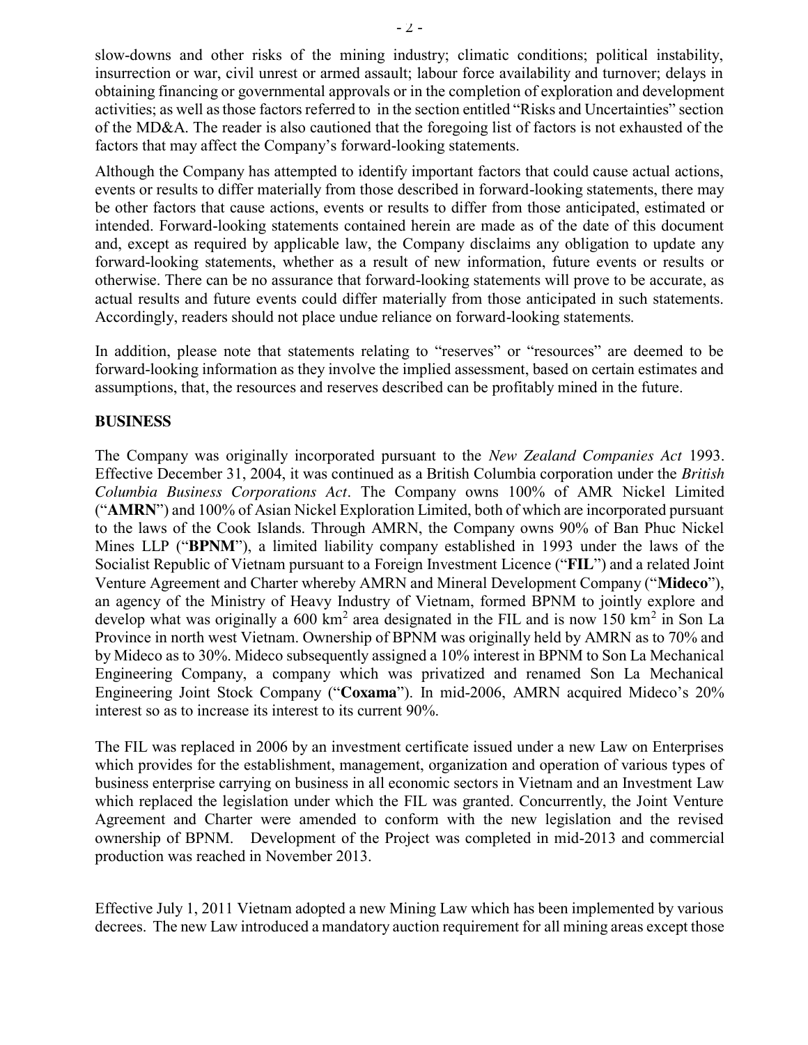slow-downs and other risks of the mining industry; climatic conditions; political instability, insurrection or war, civil unrest or armed assault; labour force availability and turnover; delays in obtaining financing or governmental approvals or in the completion of exploration and development activities; as well as those factors referred to in the section entitled "Risks and Uncertainties" section of the MD&A. The reader is also cautioned that the foregoing list of factors is not exhausted of the factors that may affect the Company's forward-looking statements.

Although the Company has attempted to identify important factors that could cause actual actions, events or results to differ materially from those described in forward-looking statements, there may be other factors that cause actions, events or results to differ from those anticipated, estimated or intended. Forward-looking statements contained herein are made as of the date of this document and, except as required by applicable law, the Company disclaims any obligation to update any forward-looking statements, whether as a result of new information, future events or results or otherwise. There can be no assurance that forward-looking statements will prove to be accurate, as actual results and future events could differ materially from those anticipated in such statements. Accordingly, readers should not place undue reliance on forward-looking statements.

In addition, please note that statements relating to "reserves" or "resources" are deemed to be forward-looking information as they involve the implied assessment, based on certain estimates and assumptions, that, the resources and reserves described can be profitably mined in the future.

## BUSINESS

The Company was originally incorporated pursuant to the *New Zealand Companies Act* 1993. Effective December 31, 2004, it was continued as a British Columbia corporation under the *British Columbia Business Corporations Act*. The Company owns 100% of AMR Nickel Limited ("**AMRN**") and 100% of Asian Nickel Exploration Limited, both of which are incorporated pursuant to the laws of the Cook Islands. Through AMRN, the Company owns 90% of Ban Phuc Nickel Mines LLP ("**BPNM**"), a limited liability company established in 1993 under the laws of the Socialist Republic of Vietnam pursuant to a Foreign Investment Licence ("**FIL**") and a related Joint Venture Agreement and Charter whereby AMRN and Mineral Development Company ("**Mideco**"), an agency of the Ministry of Heavy Industry of Vietnam, formed BPNM to jointly explore and develop what was originally a 600 km$^2$ area designated in the FIL and is now 150 km$^2$ in Son La Province in north west Vietnam. Ownership of BPNM was originally held by AMRN as to 70% and by Mideco as to 30%. Mideco subsequently assigned a 10% interest in BPNM to Son La Mechanical Engineering Company, a company which was privatized and renamed Son La Mechanical Engineering Joint Stock Company ("**Coxama**"). In mid-2006, AMRN acquired Mideco's 20% interest so as to increase its interest to its current 90%.

The FIL was replaced in 2006 by an investment certificate issued under a new Law on Enterprises which provides for the establishment, management, organization and operation of various types of business enterprise carrying on business in all economic sectors in Vietnam and an Investment Law which replaced the legislation under which the FIL was granted. Concurrently, the Joint Venture Agreement and Charter were amended to conform with the new legislation and the revised ownership of BPNM. Development of the Project was completed in mid-2013 and commercial production was reached in November 2013.

Effective July 1, 2011 Vietnam adopted a new Mining Law which has been implemented by various decrees. The new Law introduced a mandatory auction requirement for all mining areas except those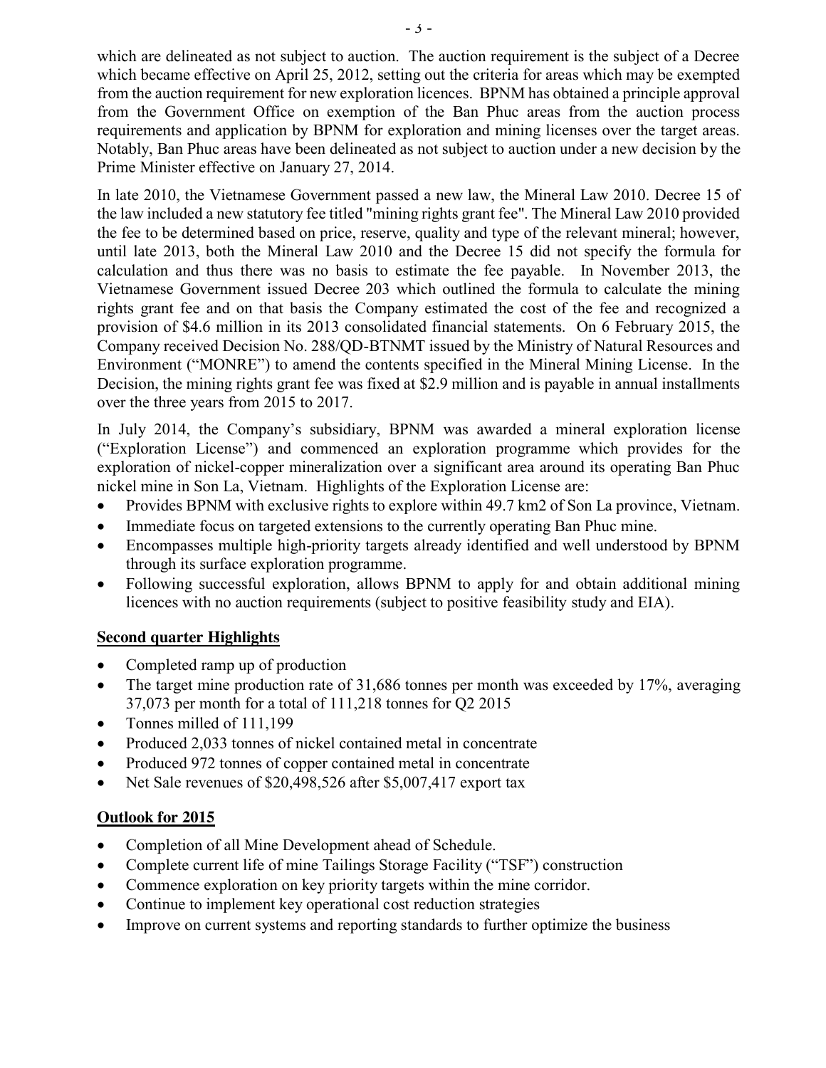which are delineated as not subject to auction. The auction requirement is the subject of a Decree which became effective on April 25, 2012, setting out the criteria for areas which may be exempted from the auction requirement for new exploration licences. BPNM has obtained a principle approval from the Government Office on exemption of the Ban Phuc areas from the auction process requirements and application by BPNM for exploration and mining licenses over the target areas. Notably, Ban Phuc areas have been delineated as not subject to auction under a new decision by the Prime Minister effective on January 27, 2014.

In late 2010, the Vietnamese Government passed a new law, the Mineral Law 2010. Decree 15 of the law included a new statutory fee titled "mining rights grant fee". The Mineral Law 2010 provided the fee to be determined based on price, reserve, quality and type of the relevant mineral; however, until late 2013, both the Mineral Law 2010 and the Decree 15 did not specify the formula for calculation and thus there was no basis to estimate the fee payable. In November 2013, the Vietnamese Government issued Decree 203 which outlined the formula to calculate the mining rights grant fee and on that basis the Company estimated the cost of the fee and recognized a provision of $4.6 million in its 2013 consolidated financial statements. On 6 February 2015, the Company received Decision No. 288/QD-BTNMT issued by the Ministry of Natural Resources and Environment ("MONRE") to amend the contents specified in the Mineral Mining License. In the Decision, the mining rights grant fee was fixed at $2.9 million and is payable in annual installments over the three years from 2015 to 2017.

In July 2014, the Company's subsidiary, BPNM was awarded a mineral exploration license ("Exploration License") and commenced an exploration programme which provides for the exploration of nickel-copper mineralization over a significant area around its operating Ban Phuc nickel mine in Son La, Vietnam. Highlights of the Exploration License are:

- Provides BPNM with exclusive rights to explore within 49.7 km2 of Son La province, Vietnam.
- Immediate focus on targeted extensions to the currently operating Ban Phuc mine.
- Encompasses multiple high-priority targets already identified and well understood by BPNM through its surface exploration programme.
- Following successful exploration, allows BPNM to apply for and obtain additional mining licences with no auction requirements (subject to positive feasibility study and EIA).

## Second quarter Highlights

- Completed ramp up of production
- The target mine production rate of 31,686 tonnes per month was exceeded by 17%, averaging 37,073 per month for a total of 111,218 tonnes for Q2 2015
- Tonnes milled of 111,199
- Produced 2,033 tonnes of nickel contained metal in concentrate
- Produced 972 tonnes of copper contained metal in concentrate
- Net Sale revenues of $20,498,526 after $5,007,417 export tax

## Outlook for 2015

- Completion of all Mine Development ahead of Schedule.
- Complete current life of mine Tailings Storage Facility ("TSF") construction
- Commence exploration on key priority targets within the mine corridor.
- Continue to implement key operational cost reduction strategies
- Improve on current systems and reporting standards to further optimize the business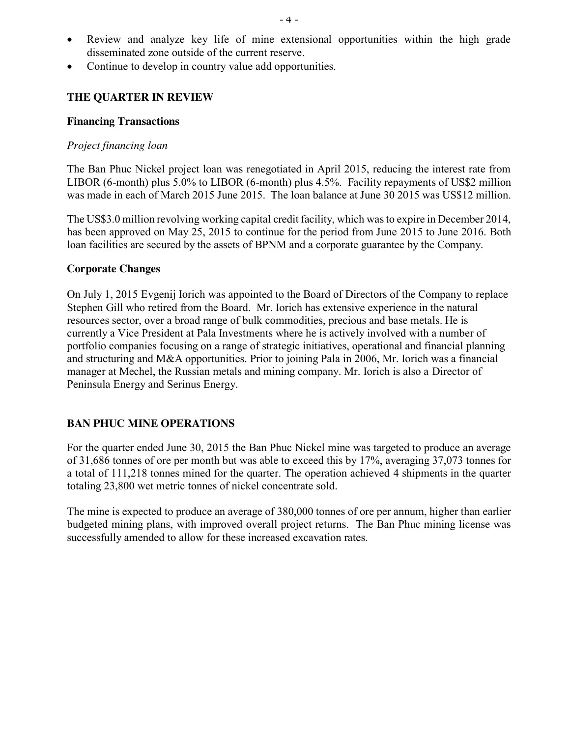- Review and analyze key life of mine extensional opportunities within the high grade disseminated zone outside of the current reserve.
- Continue to develop in country value add opportunities.

## THE QUARTER IN REVIEW

### Financing Transactions

*Project financing loan*

The Ban Phuc Nickel project loan was renegotiated in April 2015, reducing the interest rate from LIBOR (6-month) plus 5.0% to LIBOR (6-month) plus 4.5%. Facility repayments of US$2 million was made in each of March 2015 June 2015. The loan balance at June 30 2015 was US$12 million.

The US$3.0 million revolving working capital credit facility, which was to expire in December 2014, has been approved on May 25, 2015 to continue for the period from June 2015 to June 2016. Both loan facilities are secured by the assets of BPNM and a corporate guarantee by the Company.

### Corporate Changes

On July 1, 2015 Evgenij Iorich was appointed to the Board of Directors of the Company to replace Stephen Gill who retired from the Board. Mr. Iorich has extensive experience in the natural resources sector, over a broad range of bulk commodities, precious and base metals. He is currently a Vice President at Pala Investments where he is actively involved with a number of portfolio companies focusing on a range of strategic initiatives, operational and financial planning and structuring and M&A opportunities. Prior to joining Pala in 2006, Mr. Iorich was a financial manager at Mechel, the Russian metals and mining company. Mr. Iorich is also a Director of Peninsula Energy and Serinus Energy.

## BAN PHUC MINE OPERATIONS

For the quarter ended June 30, 2015 the Ban Phuc Nickel mine was targeted to produce an average of 31,686 tonnes of ore per month but was able to exceed this by 17%, averaging 37,073 tonnes for a total of 111,218 tonnes mined for the quarter. The operation achieved 4 shipments in the quarter totaling 23,800 wet metric tonnes of nickel concentrate sold.

The mine is expected to produce an average of 380,000 tonnes of ore per annum, higher than earlier budgeted mining plans, with improved overall project returns. The Ban Phuc mining license was successfully amended to allow for these increased excavation rates.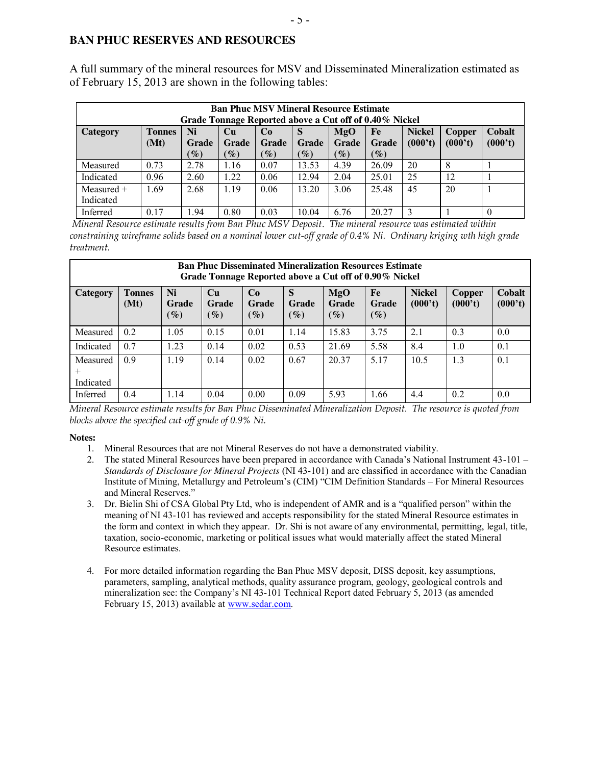## BAN PHUC RESERVES AND RESOURCES

A full summary of the mineral resources for MSV and Disseminated Mineralization estimated as of February 15, 2013 are shown in the following tables:

| **Ban Phuc MSV Mineral Resource Estimate Grade Tonnage Reported above a Cut off of 0.40% Nickel** | | | | | | | | | | |
|---|---|---|---|---|---|---|---|---|---|---|
| **Category** | **Tonnes (Mt)** | **Ni Grade (%)** | **Cu Grade (%)** | **Co Grade (%)** | **S Grade (%)** | **MgO Grade (%)** | **Fe Grade (%)** | **Nickel (000't)** | **Copper (000't)** | **Cobalt (000't)** |
| Measured | 0.73 | 2.78 | 1.16 | 0.07 | 13.53 | 4.39 | 26.09 | 20 | 8 | 1 |
| Indicated | 0.96 | 2.60 | 1.22 | 0.06 | 12.94 | 2.04 | 25.01 | 25 | 12 | 1 |
| Measured + Indicated | 1.69 | 2.68 | 1.19 | 0.06 | 13.20 | 3.06 | 25.48 | 45 | 20 | 1 |
| Inferred | 0.17 | 1.94 | 0.80 | 0.03 | 10.04 | 6.76 | 20.27 | 3 | 1 | 0 |

*Mineral Resource estimate results from Ban Phuc MSV Deposit. The mineral resource was estimated within constraining wireframe solids based on a nominal lower cut-off grade of 0.4% Ni. Ordinary kriging wth high grade treatment.*

| **Ban Phuc Disseminated Mineralization Resources Estimate Grade Tonnage Reported above a Cut off of 0.90% Nickel** | | | | | | | | | | |
|---|---|---|---|---|---|---|---|---|---|---|
| **Category** | **Tonnes (Mt)** | **Ni Grade (%)** | **Cu Grade (%)** | **Co Grade (%)** | **S Grade (%)** | **MgO Grade (%)** | **Fe Grade (%)** | **Nickel (000't)** | **Copper (000't)** | **Cobalt (000't)** |
| Measured | 0.2 | 1.05 | 0.15 | 0.01 | 1.14 | 15.83 | 3.75 | 2.1 | 0.3 | 0.0 |
| Indicated | 0.7 | 1.23 | 0.14 | 0.02 | 0.53 | 21.69 | 5.58 | 8.4 | 1.0 | 0.1 |
| Measured + Indicated | 0.9 | 1.19 | 0.14 | 0.02 | 0.67 | 20.37 | 5.17 | 10.5 | 1.3 | 0.1 |
| Inferred | 0.4 | 1.14 | 0.04 | 0.00 | 0.09 | 5.93 | 1.66 | 4.4 | 0.2 | 0.0 |

*Mineral Resource estimate results for Ban Phuc Disseminated Mineralization Deposit. The resource is quoted from blocks above the specified cut-off grade of 0.9% Ni.*

**Notes:**

1. Mineral Resources that are not Mineral Reserves do not have a demonstrated viability.
2. The stated Mineral Resources have been prepared in accordance with Canada's National Instrument 43-101 – *Standards of Disclosure for Mineral Projects* (NI 43-101) and are classified in accordance with the Canadian Institute of Mining, Metallurgy and Petroleum's (CIM) "CIM Definition Standards – For Mineral Resources and Mineral Reserves."
3. Dr. Bielin Shi of CSA Global Pty Ltd, who is independent of AMR and is a "qualified person" within the meaning of NI 43-101 has reviewed and accepts responsibility for the stated Mineral Resource estimates in the form and context in which they appear. Dr. Shi is not aware of any environmental, permitting, legal, title, taxation, socio-economic, marketing or political issues what would materially affect the stated Mineral Resource estimates.
4. For more detailed information regarding the Ban Phuc MSV deposit, DISS deposit, key assumptions, parameters, sampling, analytical methods, quality assurance program, geology, geological controls and mineralization see: the Company's NI 43-101 Technical Report dated February 5, 2013 (as amended February 15, 2013) available at www.sedar.com.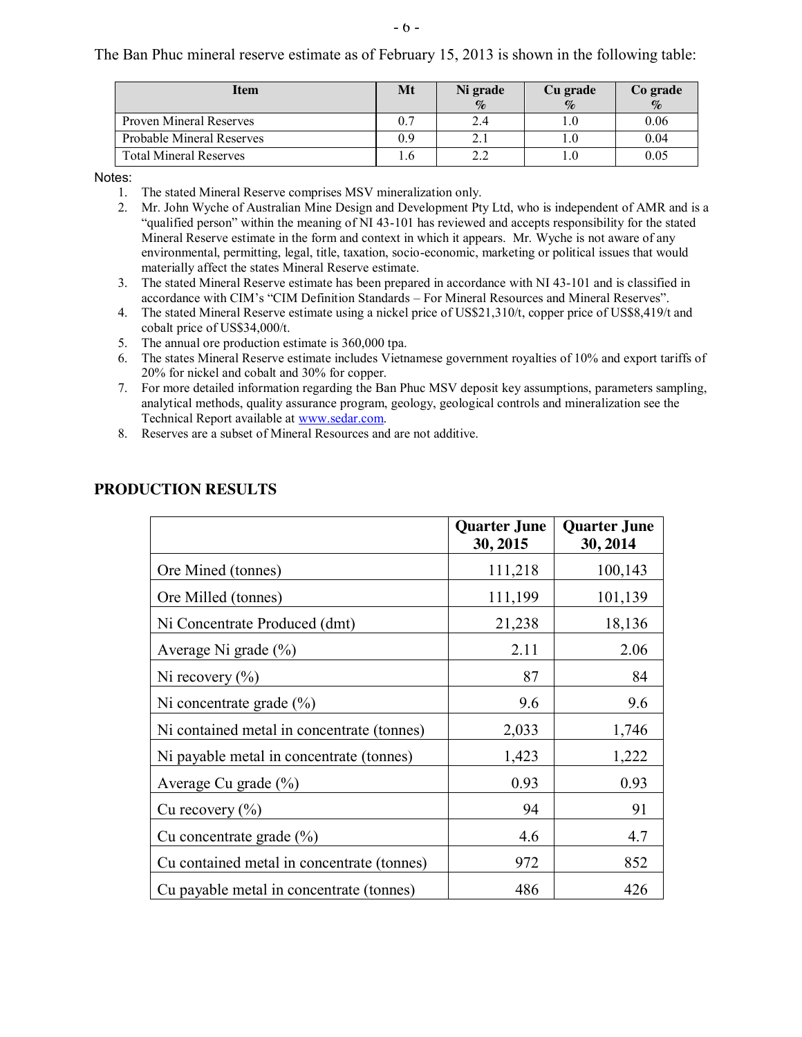The Ban Phuc mineral reserve estimate as of February 15, 2013 is shown in the following table:

| Item | Mt | Ni grade % | Cu grade % | Co grade % |
|---|---|---|---|---|
| Proven Mineral Reserves | 0.7 | 2.4 | 1.0 | 0.06 |
| Probable Mineral Reserves | 0.9 | 2.1 | 1.0 | 0.04 |
| Total Mineral Reserves | 1.6 | 2.2 | 1.0 | 0.05 |

Notes:

1. The stated Mineral Reserve comprises MSV mineralization only.
2. Mr. John Wyche of Australian Mine Design and Development Pty Ltd, who is independent of AMR and is a "qualified person" within the meaning of NI 43-101 has reviewed and accepts responsibility for the stated Mineral Reserve estimate in the form and context in which it appears. Mr. Wyche is not aware of any environmental, permitting, legal, title, taxation, socio-economic, marketing or political issues that would materially affect the states Mineral Reserve estimate.
3. The stated Mineral Reserve estimate has been prepared in accordance with NI 43-101 and is classified in accordance with CIM's "CIM Definition Standards – For Mineral Resources and Mineral Reserves".
4. The stated Mineral Reserve estimate using a nickel price of US$21,310/t, copper price of US$8,419/t and cobalt price of US$34,000/t.
5. The annual ore production estimate is 360,000 tpa.
6. The states Mineral Reserve estimate includes Vietnamese government royalties of 10% and export tariffs of 20% for nickel and cobalt and 30% for copper.
7. For more detailed information regarding the Ban Phuc MSV deposit key assumptions, parameters sampling, analytical methods, quality assurance program, geology, geological controls and mineralization see the Technical Report available at www.sedar.com.
8. Reserves are a subset of Mineral Resources and are not additive.

## PRODUCTION RESULTS

| | Quarter June 30, 2015 | Quarter June 30, 2014 |
|---|---|---|
| Ore Mined (tonnes) | 111,218 | 100,143 |
| Ore Milled (tonnes) | 111,199 | 101,139 |
| Ni Concentrate Produced (dmt) | 21,238 | 18,136 |
| Average Ni grade (%) | 2.11 | 2.06 |
| Ni recovery (%) | 87 | 84 |
| Ni concentrate grade (%) | 9.6 | 9.6 |
| Ni contained metal in concentrate (tonnes) | 2,033 | 1,746 |
| Ni payable metal in concentrate (tonnes) | 1,423 | 1,222 |
| Average Cu grade (%) | 0.93 | 0.93 |
| Cu recovery (%) | 94 | 91 |
| Cu concentrate grade (%) | 4.6 | 4.7 |
| Cu contained metal in concentrate (tonnes) | 972 | 852 |
| Cu payable metal in concentrate (tonnes) | 486 | 426 |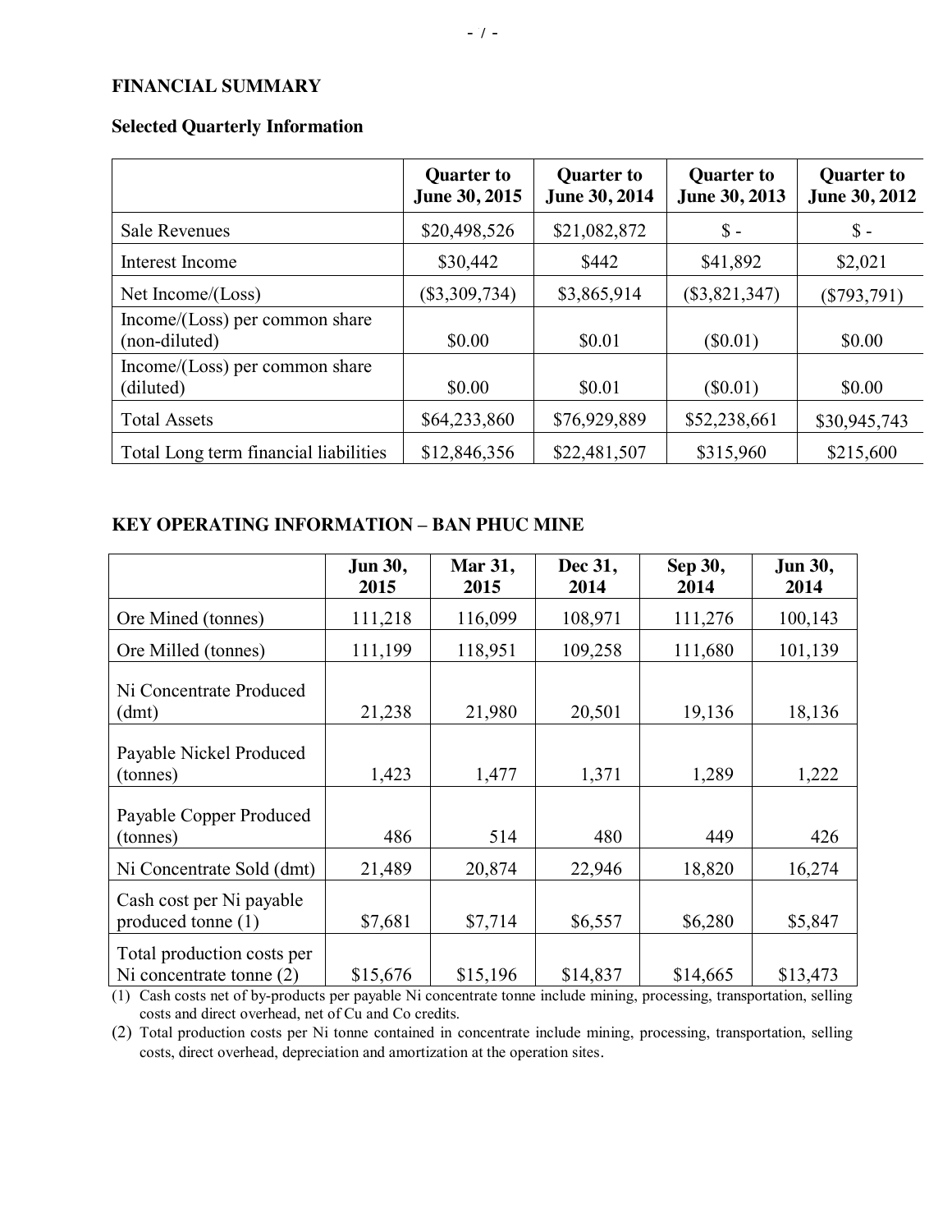## FINANCIAL SUMMARY

### Selected Quarterly Information

| | Quarter to June 30, 2015 | Quarter to June 30, 2014 | Quarter to June 30, 2013 | Quarter to June 30, 2012 |
|---|---|---|---|---|
| Sale Revenues | $20,498,526 | $21,082,872 | $ - | $ - |
| Interest Income | $30,442 | $442 | $41,892 | $2,021 |
| Net Income/(Loss) | ($3,309,734) | $3,865,914 | ($3,821,347) | ($793,791) |
| Income/(Loss) per common share (non-diluted) | $0.00 | $0.01 | ($0.01) | $0.00 |
| Income/(Loss) per common share (diluted) | $0.00 | $0.01 | ($0.01) | $0.00 |
| Total Assets | $64,233,860 | $76,929,889 | $52,238,661 | $30,945,743 |
| Total Long term financial liabilities | $12,846,356 | $22,481,507 | $315,960 | $215,600 |

## KEY OPERATING INFORMATION – BAN PHUC MINE

| | Jun 30, 2015 | Mar 31, 2015 | Dec 31, 2014 | Sep 30, 2014 | Jun 30, 2014 |
|---|---|---|---|---|---|
| Ore Mined (tonnes) | 111,218 | 116,099 | 108,971 | 111,276 | 100,143 |
| Ore Milled (tonnes) | 111,199 | 118,951 | 109,258 | 111,680 | 101,139 |
| Ni Concentrate Produced (dmt) | 21,238 | 21,980 | 20,501 | 19,136 | 18,136 |
| Payable Nickel Produced (tonnes) | 1,423 | 1,477 | 1,371 | 1,289 | 1,222 |
| Payable Copper Produced (tonnes) | 486 | 514 | 480 | 449 | 426 |
| Ni Concentrate Sold (dmt) | 21,489 | 20,874 | 22,946 | 18,820 | 16,274 |
| Cash cost per Ni payable produced tonne (1) | $7,681 | $7,714 | $6,557 | $6,280 | $5,847 |
| Total production costs per Ni concentrate tonne (2) | $15,676 | $15,196 | $14,837 | $14,665 | $13,473 |

(1) Cash costs net of by-products per payable Ni concentrate tonne include mining, processing, transportation, selling costs and direct overhead, net of Cu and Co credits.

(2) Total production costs per Ni tonne contained in concentrate include mining, processing, transportation, selling costs, direct overhead, depreciation and amortization at the operation sites.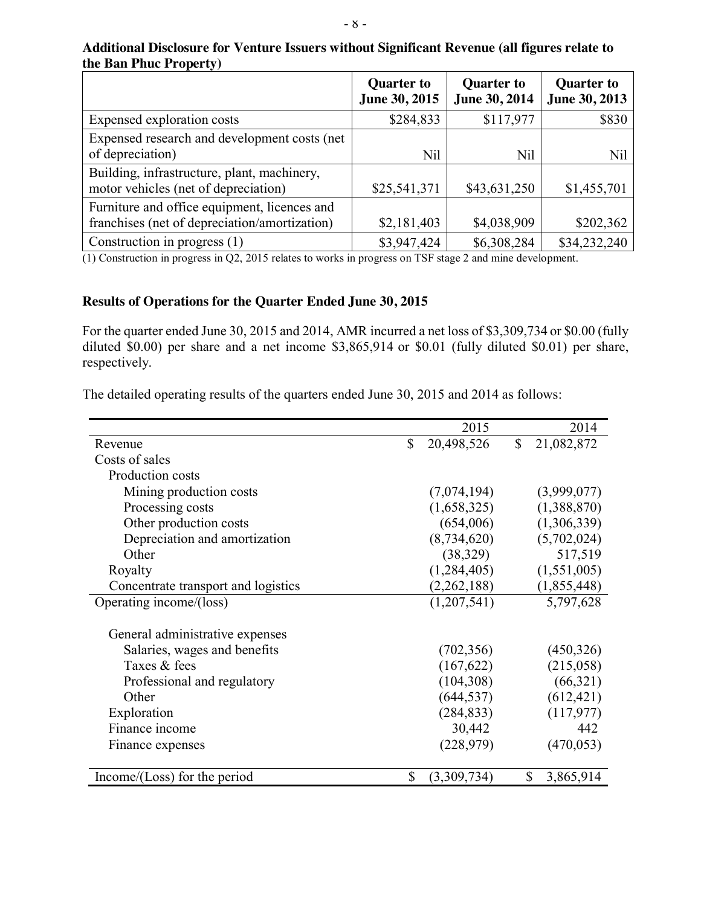**Additional Disclosure for Venture Issuers without Significant Revenue (all figures relate to the Ban Phuc Property)**

| | Quarter to June 30, 2015 | Quarter to June 30, 2014 | Quarter to June 30, 2013 |
|---|---|---|---|
| Expensed exploration costs | $284,833 | $117,977 | $830 |
| Expensed research and development costs (net of depreciation) | Nil | Nil | Nil |
| Building, infrastructure, plant, machinery, motor vehicles (net of depreciation) | $25,541,371 | $43,631,250 | $1,455,701 |
| Furniture and office equipment, licences and franchises (net of depreciation/amortization) | $2,181,403 | $4,038,909 | $202,362 |
| Construction in progress (1) | $3,947,424 | $6,308,284 | $34,232,240 |

(1) Construction in progress in Q2, 2015 relates to works in progress on TSF stage 2 and mine development.

**Results of Operations for the Quarter Ended June 30, 2015**

For the quarter ended June 30, 2015 and 2014, AMR incurred a net loss of $3,309,734 or $0.00 (fully diluted $0.00) per share and a net income $3,865,914 or $0.01 (fully diluted $0.01) per share, respectively.

The detailed operating results of the quarters ended June 30, 2015 and 2014 as follows:

| | 2015 | 2014 |
|---|---|---|
| Revenue | $ 20,498,526 | $ 21,082,872 |
| Costs of sales | | |
| Production costs | | |
| Mining production costs | (7,074,194) | (3,999,077) |
| Processing costs | (1,658,325) | (1,388,870) |
| Other production costs | (654,006) | (1,306,339) |
| Depreciation and amortization | (8,734,620) | (5,702,024) |
| Other | (38,329) | 517,519 |
| Royalty | (1,284,405) | (1,551,005) |
| Concentrate transport and logistics | (2,262,188) | (1,855,448) |
| Operating income/(loss) | (1,207,541) | 5,797,628 |
| General administrative expenses | | |
| Salaries, wages and benefits | (702,356) | (450,326) |
| Taxes & fees | (167,622) | (215,058) |
| Professional and regulatory | (104,308) | (66,321) |
| Other | (644,537) | (612,421) |
| Exploration | (284,833) | (117,977) |
| Finance income | 30,442 | 442 |
| Finance expenses | (228,979) | (470,053) |
| Income/(Loss) for the period | $ (3,309,734) | $ 3,865,914 |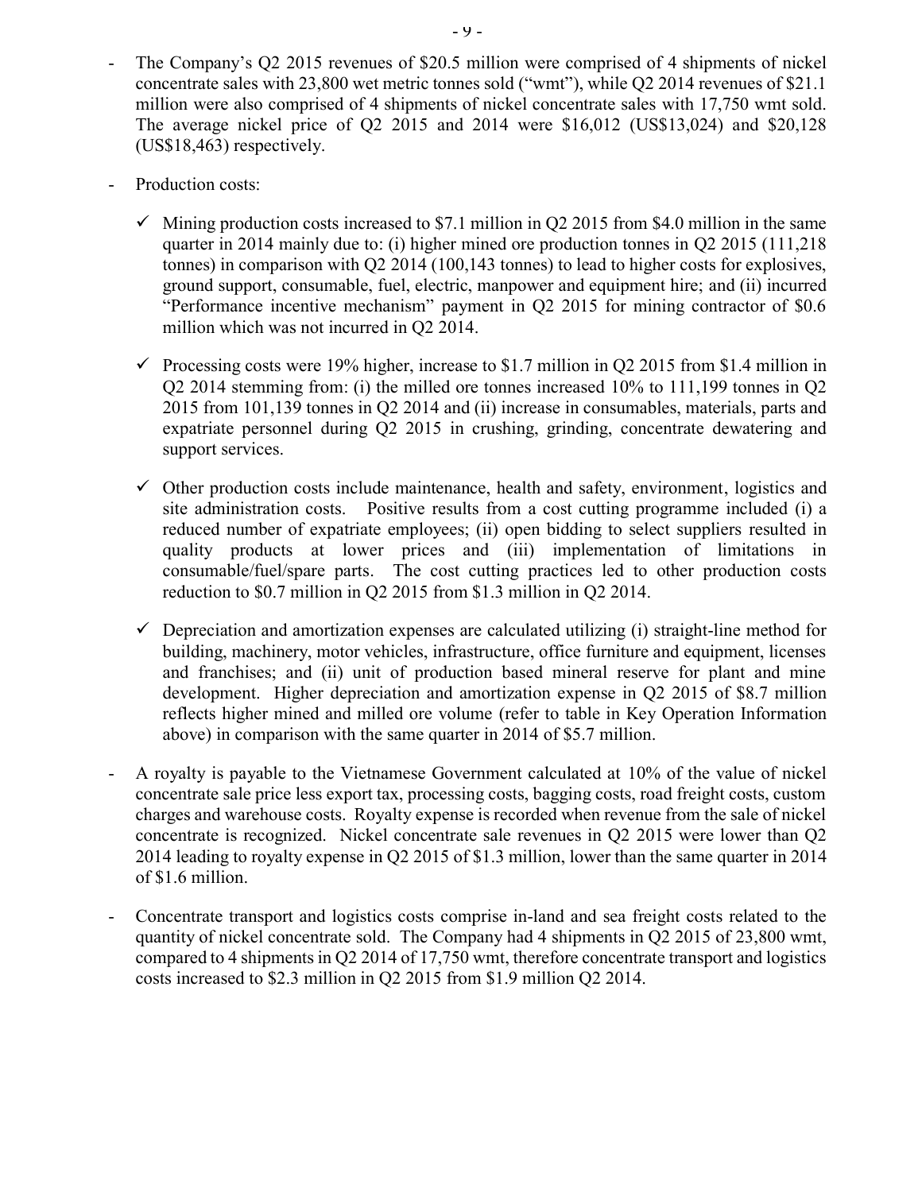- The Company's Q2 2015 revenues of $20.5 million were comprised of 4 shipments of nickel concentrate sales with 23,800 wet metric tonnes sold ("wmt"), while Q2 2014 revenues of $21.1 million were also comprised of 4 shipments of nickel concentrate sales with 17,750 wmt sold. The average nickel price of Q2 2015 and 2014 were $16,012 (US$13,024) and $20,128 (US$18,463) respectively.

- Production costs:

  - ✓ Mining production costs increased to $7.1 million in Q2 2015 from $4.0 million in the same quarter in 2014 mainly due to: (i) higher mined ore production tonnes in Q2 2015 (111,218 tonnes) in comparison with Q2 2014 (100,143 tonnes) to lead to higher costs for explosives, ground support, consumable, fuel, electric, manpower and equipment hire; and (ii) incurred "Performance incentive mechanism" payment in Q2 2015 for mining contractor of $0.6 million which was not incurred in Q2 2014.

  - ✓ Processing costs were 19% higher, increase to $1.7 million in Q2 2015 from $1.4 million in Q2 2014 stemming from: (i) the milled ore tonnes increased 10% to 111,199 tonnes in Q2 2015 from 101,139 tonnes in Q2 2014 and (ii) increase in consumables, materials, parts and expatriate personnel during Q2 2015 in crushing, grinding, concentrate dewatering and support services.

  - ✓ Other production costs include maintenance, health and safety, environment, logistics and site administration costs. Positive results from a cost cutting programme included (i) a reduced number of expatriate employees; (ii) open bidding to select suppliers resulted in quality products at lower prices and (iii) implementation of limitations in consumable/fuel/spare parts. The cost cutting practices led to other production costs reduction to $0.7 million in Q2 2015 from $1.3 million in Q2 2014.

  - ✓ Depreciation and amortization expenses are calculated utilizing (i) straight-line method for building, machinery, motor vehicles, infrastructure, office furniture and equipment, licenses and franchises; and (ii) unit of production based mineral reserve for plant and mine development. Higher depreciation and amortization expense in Q2 2015 of $8.7 million reflects higher mined and milled ore volume (refer to table in Key Operation Information above) in comparison with the same quarter in 2014 of $5.7 million.

- A royalty is payable to the Vietnamese Government calculated at 10% of the value of nickel concentrate sale price less export tax, processing costs, bagging costs, road freight costs, custom charges and warehouse costs. Royalty expense is recorded when revenue from the sale of nickel concentrate is recognized. Nickel concentrate sale revenues in Q2 2015 were lower than Q2 2014 leading to royalty expense in Q2 2015 of $1.3 million, lower than the same quarter in 2014 of $1.6 million.

- Concentrate transport and logistics costs comprise in-land and sea freight costs related to the quantity of nickel concentrate sold. The Company had 4 shipments in Q2 2015 of 23,800 wmt, compared to 4 shipments in Q2 2014 of 17,750 wmt, therefore concentrate transport and logistics costs increased to $2.3 million in Q2 2015 from $1.9 million Q2 2014.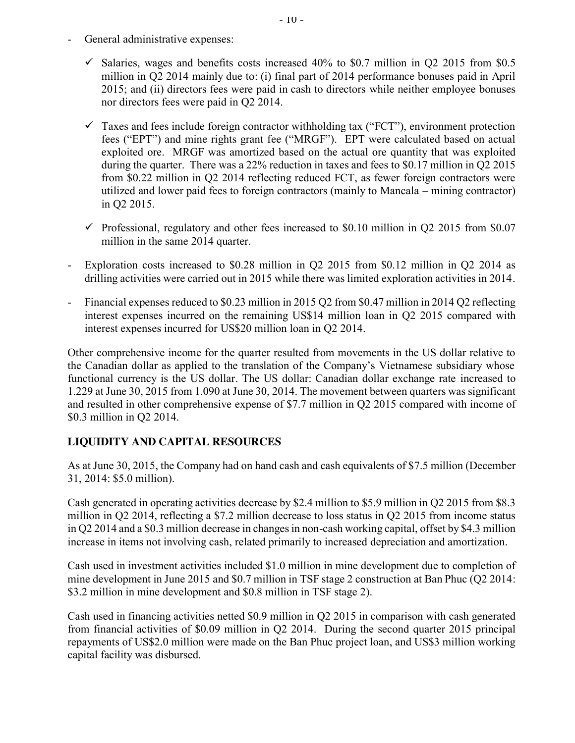- General administrative expenses:

  - ✓ Salaries, wages and benefits costs increased 40% to $0.7 million in Q2 2015 from $0.5 million in Q2 2014 mainly due to: (i) final part of 2014 performance bonuses paid in April 2015; and (ii) directors fees were paid in cash to directors while neither employee bonuses nor directors fees were paid in Q2 2014.

  - ✓ Taxes and fees include foreign contractor withholding tax ("FCT"), environment protection fees ("EPT") and mine rights grant fee ("MRGF"). EPT were calculated based on actual exploited ore. MRGF was amortized based on the actual ore quantity that was exploited during the quarter. There was a 22% reduction in taxes and fees to $0.17 million in Q2 2015 from $0.22 million in Q2 2014 reflecting reduced FCT, as fewer foreign contractors were utilized and lower paid fees to foreign contractors (mainly to Mancala – mining contractor) in Q2 2015.

  - ✓ Professional, regulatory and other fees increased to $0.10 million in Q2 2015 from $0.07 million in the same 2014 quarter.

- Exploration costs increased to $0.28 million in Q2 2015 from $0.12 million in Q2 2014 as drilling activities were carried out in 2015 while there was limited exploration activities in 2014.

- Financial expenses reduced to $0.23 million in 2015 Q2 from $0.47 million in 2014 Q2 reflecting interest expenses incurred on the remaining US$14 million loan in Q2 2015 compared with interest expenses incurred for US$20 million loan in Q2 2014.

Other comprehensive income for the quarter resulted from movements in the US dollar relative to the Canadian dollar as applied to the translation of the Company's Vietnamese subsidiary whose functional currency is the US dollar. The US dollar: Canadian dollar exchange rate increased to 1.229 at June 30, 2015 from 1.090 at June 30, 2014. The movement between quarters was significant and resulted in other comprehensive expense of $7.7 million in Q2 2015 compared with income of $0.3 million in Q2 2014.

## LIQUIDITY AND CAPITAL RESOURCES

As at June 30, 2015, the Company had on hand cash and cash equivalents of $7.5 million (December 31, 2014: $5.0 million).

Cash generated in operating activities decrease by $2.4 million to $5.9 million in Q2 2015 from $8.3 million in Q2 2014, reflecting a $7.2 million decrease to loss status in Q2 2015 from income status in Q2 2014 and a $0.3 million decrease in changes in non-cash working capital, offset by $4.3 million increase in items not involving cash, related primarily to increased depreciation and amortization.

Cash used in investment activities included $1.0 million in mine development due to completion of mine development in June 2015 and $0.7 million in TSF stage 2 construction at Ban Phuc (Q2 2014: $3.2 million in mine development and $0.8 million in TSF stage 2).

Cash used in financing activities netted $0.9 million in Q2 2015 in comparison with cash generated from financial activities of $0.09 million in Q2 2014. During the second quarter 2015 principal repayments of US$2.0 million were made on the Ban Phuc project loan, and US$3 million working capital facility was disbursed.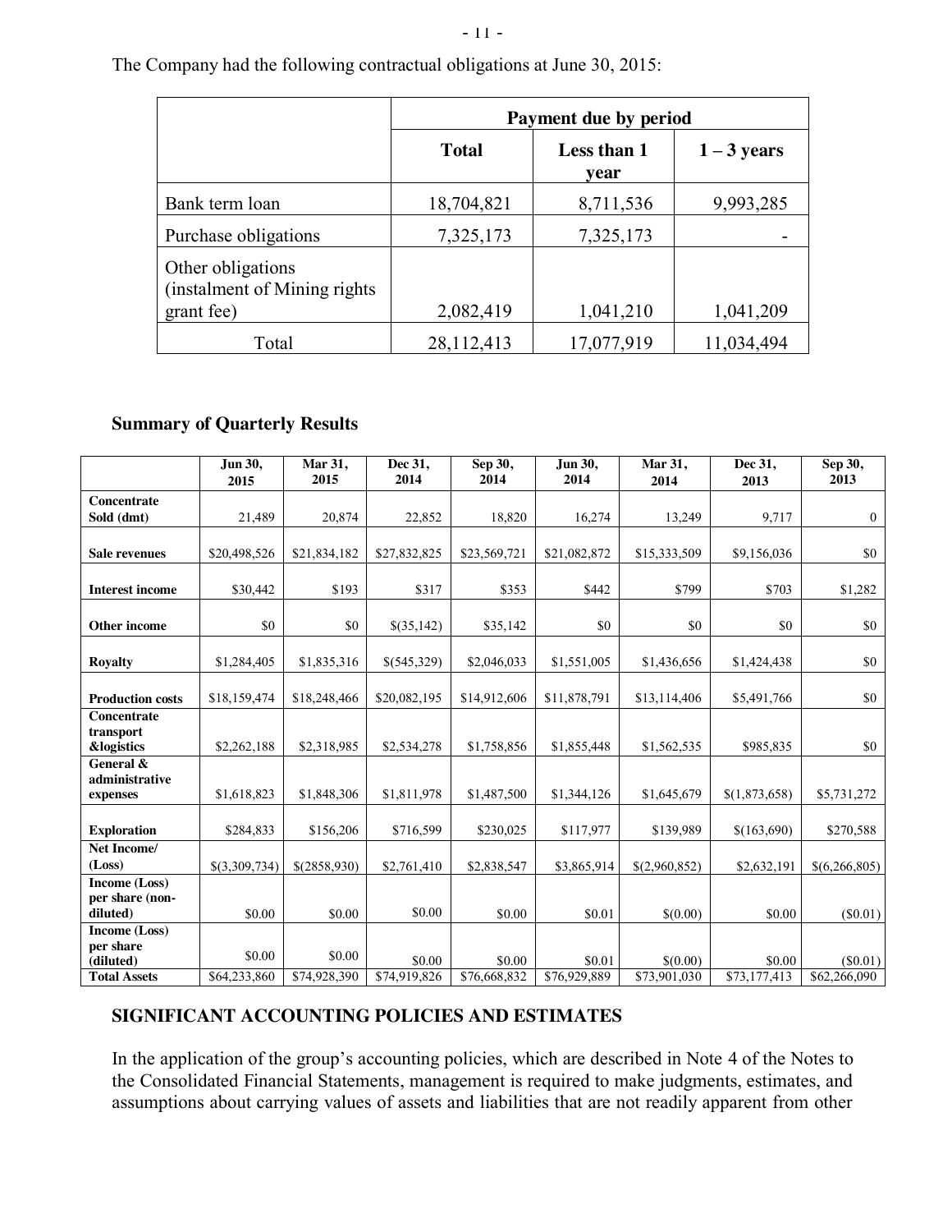The Company had the following contractual obligations at June 30, 2015:

| | Payment due by period | | |
|---|---|---|---|
| | **Total** | **Less than 1 year** | **1 – 3 years** |
| Bank term loan | 18,704,821 | 8,711,536 | 9,993,285 |
| Purchase obligations | 7,325,173 | 7,325,173 | - |
| Other obligations (instalment of Mining rights grant fee) | 2,082,419 | 1,041,210 | 1,041,209 |
| Total | 28,112,413 | 17,077,919 | 11,034,494 |

### Summary of Quarterly Results

| | Jun 30, 2015 | Mar 31, 2015 | Dec 31, 2014 | Sep 30, 2014 | Jun 30, 2014 | Mar 31, 2014 | Dec 31, 2013 | Sep 30, 2013 |
|---|---|---|---|---|---|---|---|---|
| **Concentrate Sold (dmt)** | 21,489 | 20,874 | 22,852 | 18,820 | 16,274 | 13,249 | 9,717 | 0 |
| **Sale revenues** | $20,498,526 | $21,834,182 | $27,832,825 | $23,569,721 | $21,082,872 | $15,333,509 | $9,156,036 | $0 |
| **Interest income** | $30,442 | $193 | $317 | $353 | $442 | $799 | $703 | $1,282 |
| **Other income** | $0 | $0 | $(35,142) | $35,142 | $0 | $0 | $0 | $0 |
| **Royalty** | $1,284,405 | $1,835,316 | $(545,329) | $2,046,033 | $1,551,005 | $1,436,656 | $1,424,438 | $0 |
| **Production costs** | $18,159,474 | $18,248,466 | $20,082,195 | $14,912,606 | $11,878,791 | $13,114,406 | $5,491,766 | $0 |
| **Concentrate transport &logistics** | $2,262,188 | $2,318,985 | $2,534,278 | $1,758,856 | $1,855,448 | $1,562,535 | $985,835 | $0 |
| **General & administrative expenses** | $1,618,823 | $1,848,306 | $1,811,978 | $1,487,500 | $1,344,126 | $1,645,679 | $(1,873,658) | $5,731,272 |
| **Exploration** | $284,833 | $156,206 | $716,599 | $230,025 | $117,977 | $139,989 | $(163,690) | $270,588 |
| **Net Income/ (Loss)** | $(3,309,734) | $(2858,930) | $2,761,410 | $2,838,547 | $3,865,914 | $(2,960,852) | $2,632,191 | $(6,266,805) |
| **Income (Loss) per share (non-diluted)** | $0.00 | $0.00 | $0.00 | $0.00 | $0.01 | $(0.00) | $0.00 | ($0.01) |
| **Income (Loss) per share (diluted)** | $0.00 | $0.00 | $0.00 | $0.00 | $0.01 | $(0.00) | $0.00 | ($0.01) |
| **Total Assets** | $64,233,860 | $74,928,390 | $74,919,826 | $76,668,832 | $76,929,889 | $73,901,030 | $73,177,413 | $62,266,090 |

## SIGNIFICANT ACCOUNTING POLICIES AND ESTIMATES

In the application of the group's accounting policies, which are described in Note 4 of the Notes to the Consolidated Financial Statements, management is required to make judgments, estimates, and assumptions about carrying values of assets and liabilities that are not readily apparent from other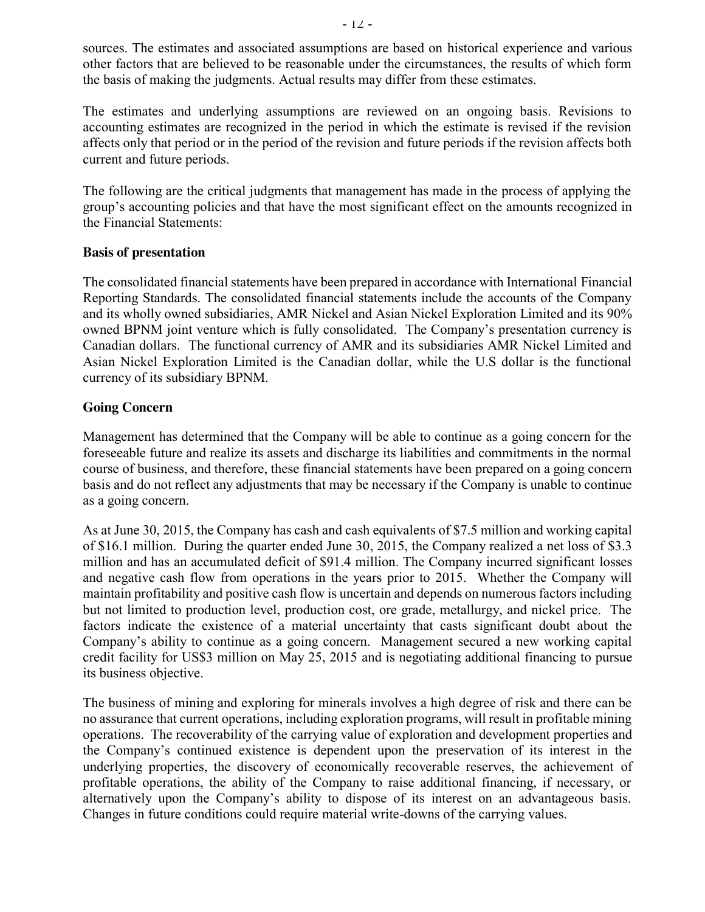sources. The estimates and associated assumptions are based on historical experience and various other factors that are believed to be reasonable under the circumstances, the results of which form the basis of making the judgments. Actual results may differ from these estimates.

The estimates and underlying assumptions are reviewed on an ongoing basis. Revisions to accounting estimates are recognized in the period in which the estimate is revised if the revision affects only that period or in the period of the revision and future periods if the revision affects both current and future periods.

The following are the critical judgments that management has made in the process of applying the group's accounting policies and that have the most significant effect on the amounts recognized in the Financial Statements:

**Basis of presentation**

The consolidated financial statements have been prepared in accordance with International Financial Reporting Standards. The consolidated financial statements include the accounts of the Company and its wholly owned subsidiaries, AMR Nickel and Asian Nickel Exploration Limited and its 90% owned BPNM joint venture which is fully consolidated. The Company's presentation currency is Canadian dollars. The functional currency of AMR and its subsidiaries AMR Nickel Limited and Asian Nickel Exploration Limited is the Canadian dollar, while the U.S dollar is the functional currency of its subsidiary BPNM.

**Going Concern**

Management has determined that the Company will be able to continue as a going concern for the foreseeable future and realize its assets and discharge its liabilities and commitments in the normal course of business, and therefore, these financial statements have been prepared on a going concern basis and do not reflect any adjustments that may be necessary if the Company is unable to continue as a going concern.

As at June 30, 2015, the Company has cash and cash equivalents of $7.5 million and working capital of $16.1 million. During the quarter ended June 30, 2015, the Company realized a net loss of $3.3 million and has an accumulated deficit of $91.4 million. The Company incurred significant losses and negative cash flow from operations in the years prior to 2015. Whether the Company will maintain profitability and positive cash flow is uncertain and depends on numerous factors including but not limited to production level, production cost, ore grade, metallurgy, and nickel price. The factors indicate the existence of a material uncertainty that casts significant doubt about the Company's ability to continue as a going concern. Management secured a new working capital credit facility for US$3 million on May 25, 2015 and is negotiating additional financing to pursue its business objective.

The business of mining and exploring for minerals involves a high degree of risk and there can be no assurance that current operations, including exploration programs, will result in profitable mining operations. The recoverability of the carrying value of exploration and development properties and the Company's continued existence is dependent upon the preservation of its interest in the underlying properties, the discovery of economically recoverable reserves, the achievement of profitable operations, the ability of the Company to raise additional financing, if necessary, or alternatively upon the Company's ability to dispose of its interest on an advantageous basis. Changes in future conditions could require material write-downs of the carrying values.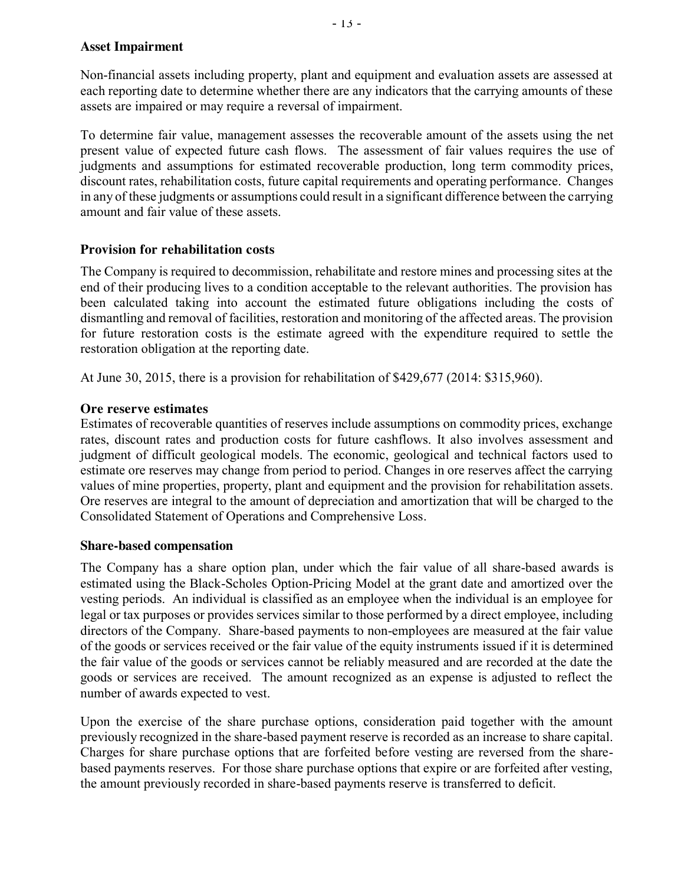**Asset Impairment**

Non-financial assets including property, plant and equipment and evaluation assets are assessed at each reporting date to determine whether there are any indicators that the carrying amounts of these assets are impaired or may require a reversal of impairment.

To determine fair value, management assesses the recoverable amount of the assets using the net present value of expected future cash flows. The assessment of fair values requires the use of judgments and assumptions for estimated recoverable production, long term commodity prices, discount rates, rehabilitation costs, future capital requirements and operating performance. Changes in any of these judgments or assumptions could result in a significant difference between the carrying amount and fair value of these assets.

**Provision for rehabilitation costs**

The Company is required to decommission, rehabilitate and restore mines and processing sites at the end of their producing lives to a condition acceptable to the relevant authorities. The provision has been calculated taking into account the estimated future obligations including the costs of dismantling and removal of facilities, restoration and monitoring of the affected areas. The provision for future restoration costs is the estimate agreed with the expenditure required to settle the restoration obligation at the reporting date.

At June 30, 2015, there is a provision for rehabilitation of $429,677 (2014: $315,960).

**Ore reserve estimates**

Estimates of recoverable quantities of reserves include assumptions on commodity prices, exchange rates, discount rates and production costs for future cashflows. It also involves assessment and judgment of difficult geological models. The economic, geological and technical factors used to estimate ore reserves may change from period to period. Changes in ore reserves affect the carrying values of mine properties, property, plant and equipment and the provision for rehabilitation assets. Ore reserves are integral to the amount of depreciation and amortization that will be charged to the Consolidated Statement of Operations and Comprehensive Loss.

**Share-based compensation**

The Company has a share option plan, under which the fair value of all share-based awards is estimated using the Black-Scholes Option-Pricing Model at the grant date and amortized over the vesting periods. An individual is classified as an employee when the individual is an employee for legal or tax purposes or provides services similar to those performed by a direct employee, including directors of the Company. Share-based payments to non-employees are measured at the fair value of the goods or services received or the fair value of the equity instruments issued if it is determined the fair value of the goods or services cannot be reliably measured and are recorded at the date the goods or services are received. The amount recognized as an expense is adjusted to reflect the number of awards expected to vest.

Upon the exercise of the share purchase options, consideration paid together with the amount previously recognized in the share-based payment reserve is recorded as an increase to share capital. Charges for share purchase options that are forfeited before vesting are reversed from the share-based payments reserves. For those share purchase options that expire or are forfeited after vesting, the amount previously recorded in share-based payments reserve is transferred to deficit.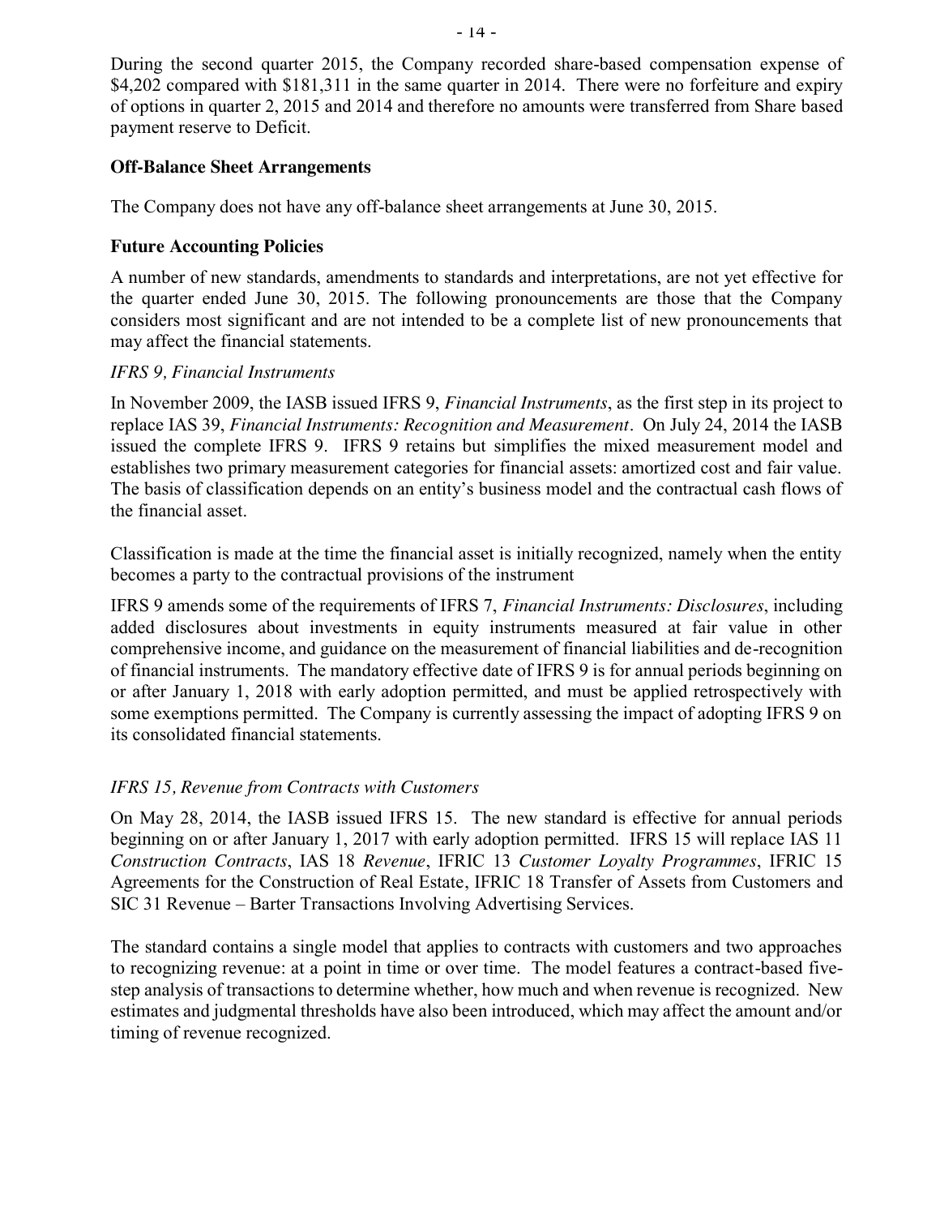During the second quarter 2015, the Company recorded share-based compensation expense of $4,202 compared with $181,311 in the same quarter in 2014. There were no forfeiture and expiry of options in quarter 2, 2015 and 2014 and therefore no amounts were transferred from Share based payment reserve to Deficit.

## Off-Balance Sheet Arrangements

The Company does not have any off-balance sheet arrangements at June 30, 2015.

## Future Accounting Policies

A number of new standards, amendments to standards and interpretations, are not yet effective for the quarter ended June 30, 2015. The following pronouncements are those that the Company considers most significant and are not intended to be a complete list of new pronouncements that may affect the financial statements.

### *IFRS 9, Financial Instruments*

In November 2009, the IASB issued IFRS 9, *Financial Instruments*, as the first step in its project to replace IAS 39, *Financial Instruments: Recognition and Measurement*. On July 24, 2014 the IASB issued the complete IFRS 9. IFRS 9 retains but simplifies the mixed measurement model and establishes two primary measurement categories for financial assets: amortized cost and fair value. The basis of classification depends on an entity's business model and the contractual cash flows of the financial asset.

Classification is made at the time the financial asset is initially recognized, namely when the entity becomes a party to the contractual provisions of the instrument

IFRS 9 amends some of the requirements of IFRS 7, *Financial Instruments: Disclosures*, including added disclosures about investments in equity instruments measured at fair value in other comprehensive income, and guidance on the measurement of financial liabilities and de-recognition of financial instruments. The mandatory effective date of IFRS 9 is for annual periods beginning on or after January 1, 2018 with early adoption permitted, and must be applied retrospectively with some exemptions permitted. The Company is currently assessing the impact of adopting IFRS 9 on its consolidated financial statements.

### *IFRS 15, Revenue from Contracts with Customers*

On May 28, 2014, the IASB issued IFRS 15. The new standard is effective for annual periods beginning on or after January 1, 2017 with early adoption permitted. IFRS 15 will replace IAS 11 *Construction Contracts*, IAS 18 *Revenue*, IFRIC 13 *Customer Loyalty Programmes*, IFRIC 15 Agreements for the Construction of Real Estate, IFRIC 18 Transfer of Assets from Customers and SIC 31 Revenue – Barter Transactions Involving Advertising Services.

The standard contains a single model that applies to contracts with customers and two approaches to recognizing revenue: at a point in time or over time. The model features a contract-based five-step analysis of transactions to determine whether, how much and when revenue is recognized. New estimates and judgmental thresholds have also been introduced, which may affect the amount and/or timing of revenue recognized.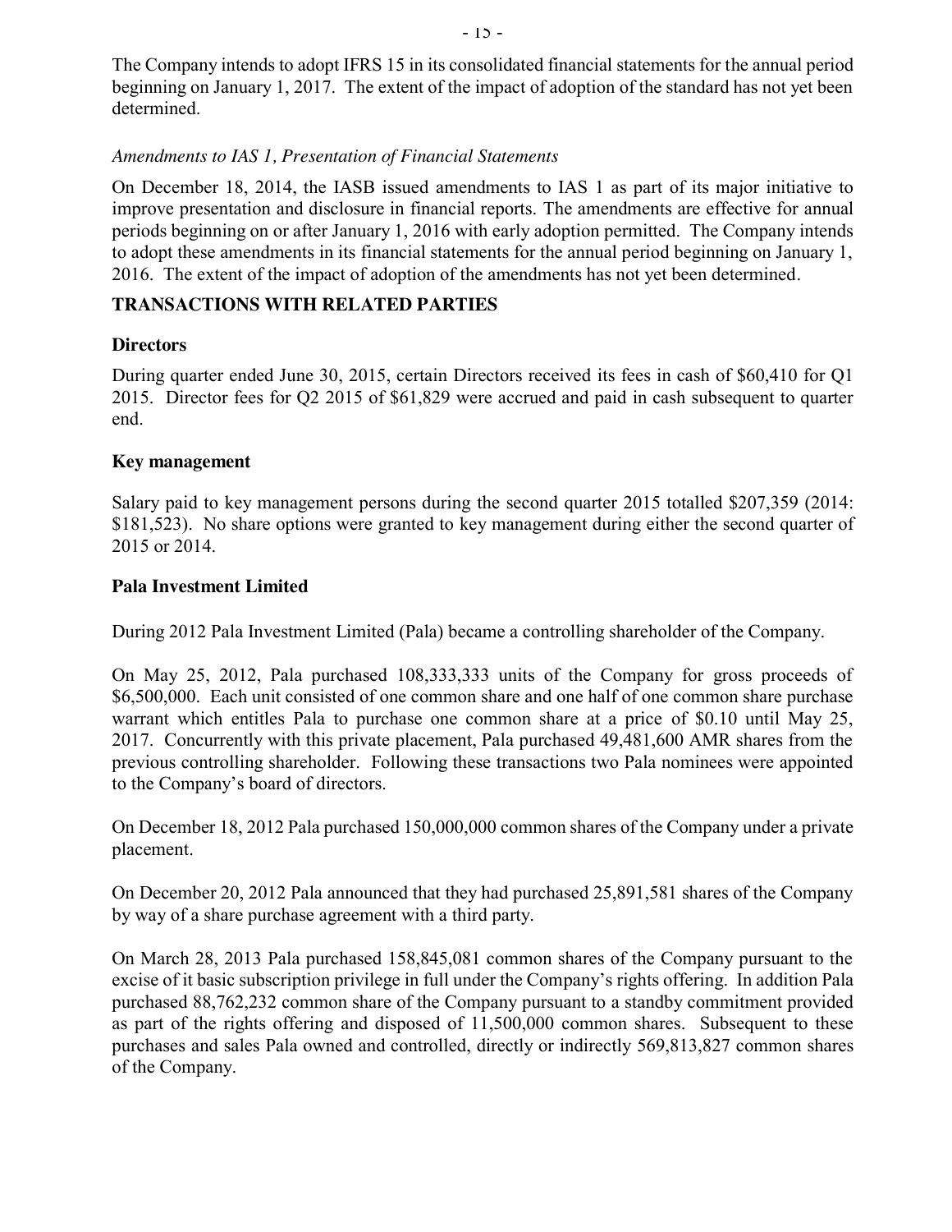The Company intends to adopt IFRS 15 in its consolidated financial statements for the annual period beginning on January 1, 2017. The extent of the impact of adoption of the standard has not yet been determined.

*Amendments to IAS 1, Presentation of Financial Statements*

On December 18, 2014, the IASB issued amendments to IAS 1 as part of its major initiative to improve presentation and disclosure in financial reports. The amendments are effective for annual periods beginning on or after January 1, 2016 with early adoption permitted. The Company intends to adopt these amendments in its financial statements for the annual period beginning on January 1, 2016. The extent of the impact of adoption of the amendments has not yet been determined.

## TRANSACTIONS WITH RELATED PARTIES

### Directors

During quarter ended June 30, 2015, certain Directors received its fees in cash of $60,410 for Q1 2015. Director fees for Q2 2015 of $61,829 were accrued and paid in cash subsequent to quarter end.

### Key management

Salary paid to key management persons during the second quarter 2015 totalled $207,359 (2014: $181,523). No share options were granted to key management during either the second quarter of 2015 or 2014.

### Pala Investment Limited

During 2012 Pala Investment Limited (Pala) became a controlling shareholder of the Company.

On May 25, 2012, Pala purchased 108,333,333 units of the Company for gross proceeds of $6,500,000. Each unit consisted of one common share and one half of one common share purchase warrant which entitles Pala to purchase one common share at a price of $0.10 until May 25, 2017. Concurrently with this private placement, Pala purchased 49,481,600 AMR shares from the previous controlling shareholder. Following these transactions two Pala nominees were appointed to the Company's board of directors.

On December 18, 2012 Pala purchased 150,000,000 common shares of the Company under a private placement.

On December 20, 2012 Pala announced that they had purchased 25,891,581 shares of the Company by way of a share purchase agreement with a third party.

On March 28, 2013 Pala purchased 158,845,081 common shares of the Company pursuant to the excise of it basic subscription privilege in full under the Company's rights offering. In addition Pala purchased 88,762,232 common share of the Company pursuant to a standby commitment provided as part of the rights offering and disposed of 11,500,000 common shares. Subsequent to these purchases and sales Pala owned and controlled, directly or indirectly 569,813,827 common shares of the Company.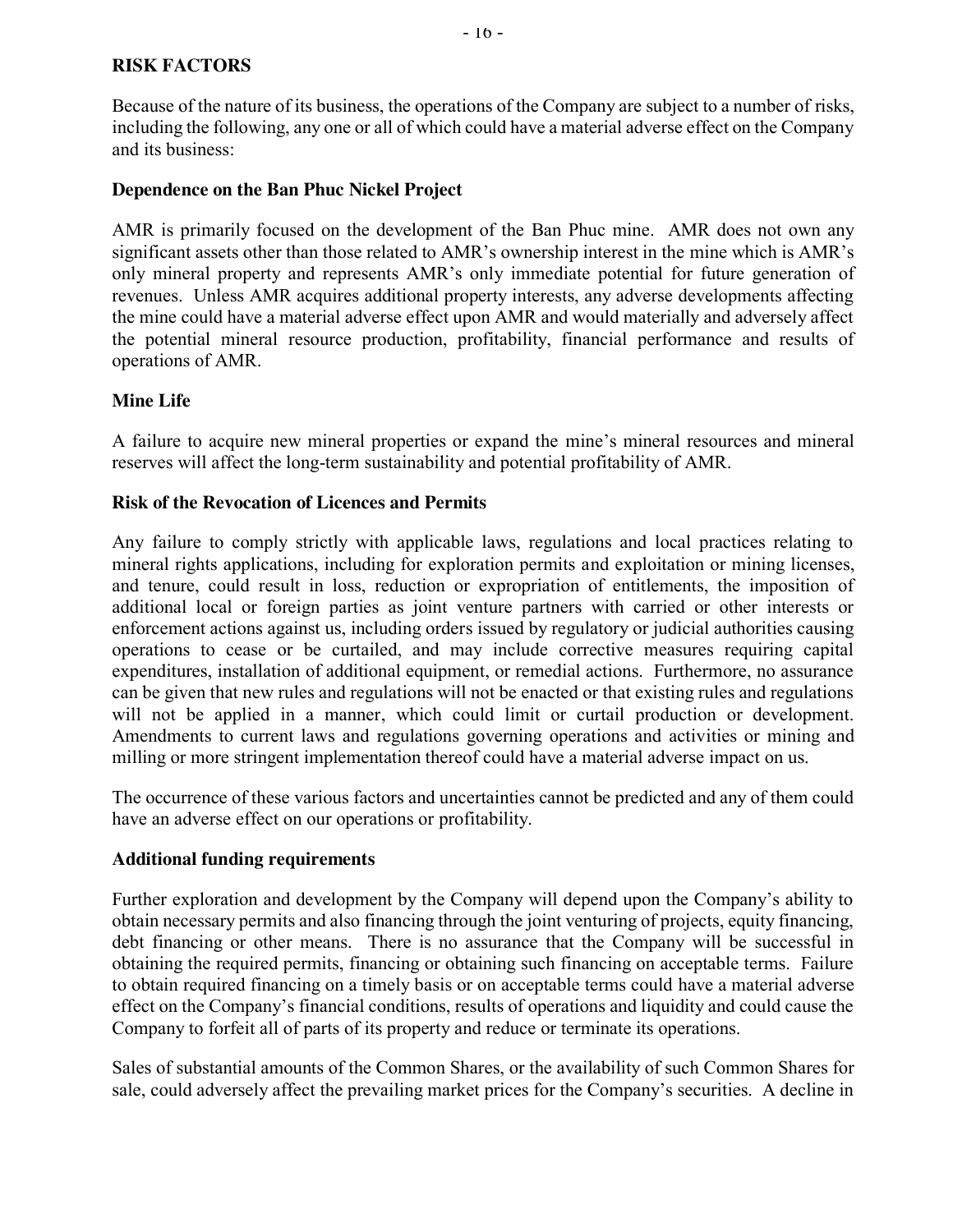## RISK FACTORS

Because of the nature of its business, the operations of the Company are subject to a number of risks, including the following, any one or all of which could have a material adverse effect on the Company and its business:

### Dependence on the Ban Phuc Nickel Project

AMR is primarily focused on the development of the Ban Phuc mine. AMR does not own any significant assets other than those related to AMR's ownership interest in the mine which is AMR's only mineral property and represents AMR's only immediate potential for future generation of revenues. Unless AMR acquires additional property interests, any adverse developments affecting the mine could have a material adverse effect upon AMR and would materially and adversely affect the potential mineral resource production, profitability, financial performance and results of operations of AMR.

### Mine Life

A failure to acquire new mineral properties or expand the mine's mineral resources and mineral reserves will affect the long-term sustainability and potential profitability of AMR.

### Risk of the Revocation of Licences and Permits

Any failure to comply strictly with applicable laws, regulations and local practices relating to mineral rights applications, including for exploration permits and exploitation or mining licenses, and tenure, could result in loss, reduction or expropriation of entitlements, the imposition of additional local or foreign parties as joint venture partners with carried or other interests or enforcement actions against us, including orders issued by regulatory or judicial authorities causing operations to cease or be curtailed, and may include corrective measures requiring capital expenditures, installation of additional equipment, or remedial actions. Furthermore, no assurance can be given that new rules and regulations will not be enacted or that existing rules and regulations will not be applied in a manner, which could limit or curtail production or development. Amendments to current laws and regulations governing operations and activities or mining and milling or more stringent implementation thereof could have a material adverse impact on us.

The occurrence of these various factors and uncertainties cannot be predicted and any of them could have an adverse effect on our operations or profitability.

### Additional funding requirements

Further exploration and development by the Company will depend upon the Company's ability to obtain necessary permits and also financing through the joint venturing of projects, equity financing, debt financing or other means. There is no assurance that the Company will be successful in obtaining the required permits, financing or obtaining such financing on acceptable terms. Failure to obtain required financing on a timely basis or on acceptable terms could have a material adverse effect on the Company's financial conditions, results of operations and liquidity and could cause the Company to forfeit all of parts of its property and reduce or terminate its operations.

Sales of substantial amounts of the Common Shares, or the availability of such Common Shares for sale, could adversely affect the prevailing market prices for the Company's securities. A decline in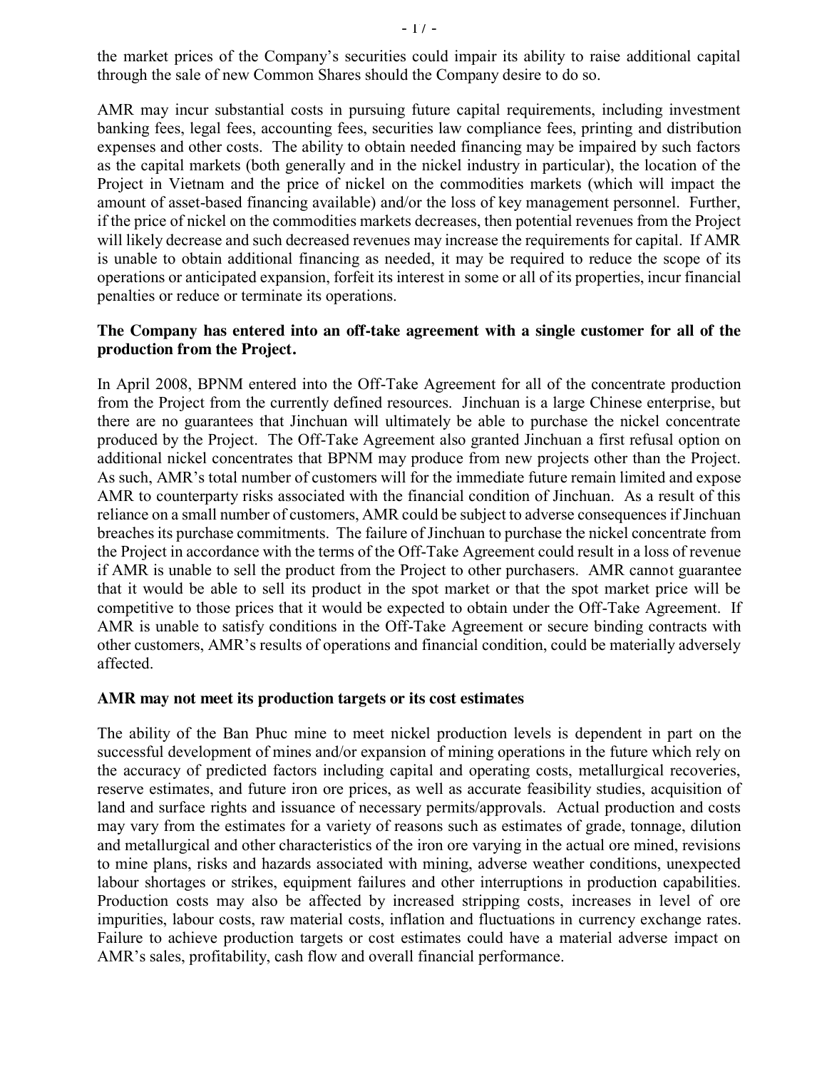the market prices of the Company's securities could impair its ability to raise additional capital through the sale of new Common Shares should the Company desire to do so.

AMR may incur substantial costs in pursuing future capital requirements, including investment banking fees, legal fees, accounting fees, securities law compliance fees, printing and distribution expenses and other costs. The ability to obtain needed financing may be impaired by such factors as the capital markets (both generally and in the nickel industry in particular), the location of the Project in Vietnam and the price of nickel on the commodities markets (which will impact the amount of asset-based financing available) and/or the loss of key management personnel. Further, if the price of nickel on the commodities markets decreases, then potential revenues from the Project will likely decrease and such decreased revenues may increase the requirements for capital. If AMR is unable to obtain additional financing as needed, it may be required to reduce the scope of its operations or anticipated expansion, forfeit its interest in some or all of its properties, incur financial penalties or reduce or terminate its operations.

**The Company has entered into an off-take agreement with a single customer for all of the production from the Project.**

In April 2008, BPNM entered into the Off-Take Agreement for all of the concentrate production from the Project from the currently defined resources. Jinchuan is a large Chinese enterprise, but there are no guarantees that Jinchuan will ultimately be able to purchase the nickel concentrate produced by the Project. The Off-Take Agreement also granted Jinchuan a first refusal option on additional nickel concentrates that BPNM may produce from new projects other than the Project. As such, AMR's total number of customers will for the immediate future remain limited and expose AMR to counterparty risks associated with the financial condition of Jinchuan. As a result of this reliance on a small number of customers, AMR could be subject to adverse consequences if Jinchuan breaches its purchase commitments. The failure of Jinchuan to purchase the nickel concentrate from the Project in accordance with the terms of the Off-Take Agreement could result in a loss of revenue if AMR is unable to sell the product from the Project to other purchasers. AMR cannot guarantee that it would be able to sell its product in the spot market or that the spot market price will be competitive to those prices that it would be expected to obtain under the Off-Take Agreement. If AMR is unable to satisfy conditions in the Off-Take Agreement or secure binding contracts with other customers, AMR's results of operations and financial condition, could be materially adversely affected.

**AMR may not meet its production targets or its cost estimates**

The ability of the Ban Phuc mine to meet nickel production levels is dependent in part on the successful development of mines and/or expansion of mining operations in the future which rely on the accuracy of predicted factors including capital and operating costs, metallurgical recoveries, reserve estimates, and future iron ore prices, as well as accurate feasibility studies, acquisition of land and surface rights and issuance of necessary permits/approvals. Actual production and costs may vary from the estimates for a variety of reasons such as estimates of grade, tonnage, dilution and metallurgical and other characteristics of the iron ore varying in the actual ore mined, revisions to mine plans, risks and hazards associated with mining, adverse weather conditions, unexpected labour shortages or strikes, equipment failures and other interruptions in production capabilities. Production costs may also be affected by increased stripping costs, increases in level of ore impurities, labour costs, raw material costs, inflation and fluctuations in currency exchange rates. Failure to achieve production targets or cost estimates could have a material adverse impact on AMR's sales, profitability, cash flow and overall financial performance.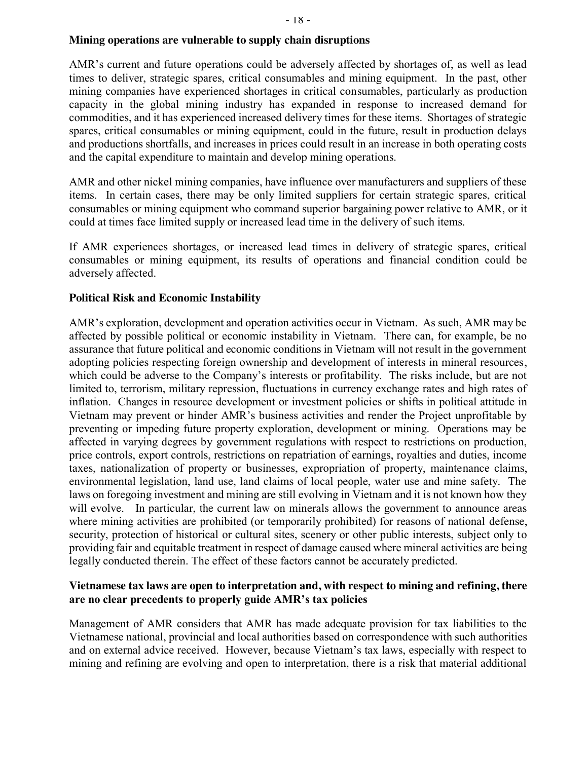**Mining operations are vulnerable to supply chain disruptions**

AMR's current and future operations could be adversely affected by shortages of, as well as lead times to deliver, strategic spares, critical consumables and mining equipment. In the past, other mining companies have experienced shortages in critical consumables, particularly as production capacity in the global mining industry has expanded in response to increased demand for commodities, and it has experienced increased delivery times for these items. Shortages of strategic spares, critical consumables or mining equipment, could in the future, result in production delays and productions shortfalls, and increases in prices could result in an increase in both operating costs and the capital expenditure to maintain and develop mining operations.

AMR and other nickel mining companies, have influence over manufacturers and suppliers of these items. In certain cases, there may be only limited suppliers for certain strategic spares, critical consumables or mining equipment who command superior bargaining power relative to AMR, or it could at times face limited supply or increased lead time in the delivery of such items.

If AMR experiences shortages, or increased lead times in delivery of strategic spares, critical consumables or mining equipment, its results of operations and financial condition could be adversely affected.

**Political Risk and Economic Instability**

AMR's exploration, development and operation activities occur in Vietnam. As such, AMR may be affected by possible political or economic instability in Vietnam. There can, for example, be no assurance that future political and economic conditions in Vietnam will not result in the government adopting policies respecting foreign ownership and development of interests in mineral resources, which could be adverse to the Company's interests or profitability. The risks include, but are not limited to, terrorism, military repression, fluctuations in currency exchange rates and high rates of inflation. Changes in resource development or investment policies or shifts in political attitude in Vietnam may prevent or hinder AMR's business activities and render the Project unprofitable by preventing or impeding future property exploration, development or mining. Operations may be affected in varying degrees by government regulations with respect to restrictions on production, price controls, export controls, restrictions on repatriation of earnings, royalties and duties, income taxes, nationalization of property or businesses, expropriation of property, maintenance claims, environmental legislation, land use, land claims of local people, water use and mine safety. The laws on foregoing investment and mining are still evolving in Vietnam and it is not known how they will evolve. In particular, the current law on minerals allows the government to announce areas where mining activities are prohibited (or temporarily prohibited) for reasons of national defense, security, protection of historical or cultural sites, scenery or other public interests, subject only to providing fair and equitable treatment in respect of damage caused where mineral activities are being legally conducted therein. The effect of these factors cannot be accurately predicted.

**Vietnamese tax laws are open to interpretation and, with respect to mining and refining, there are no clear precedents to properly guide AMR's tax policies**

Management of AMR considers that AMR has made adequate provision for tax liabilities to the Vietnamese national, provincial and local authorities based on correspondence with such authorities and on external advice received. However, because Vietnam's tax laws, especially with respect to mining and refining are evolving and open to interpretation, there is a risk that material additional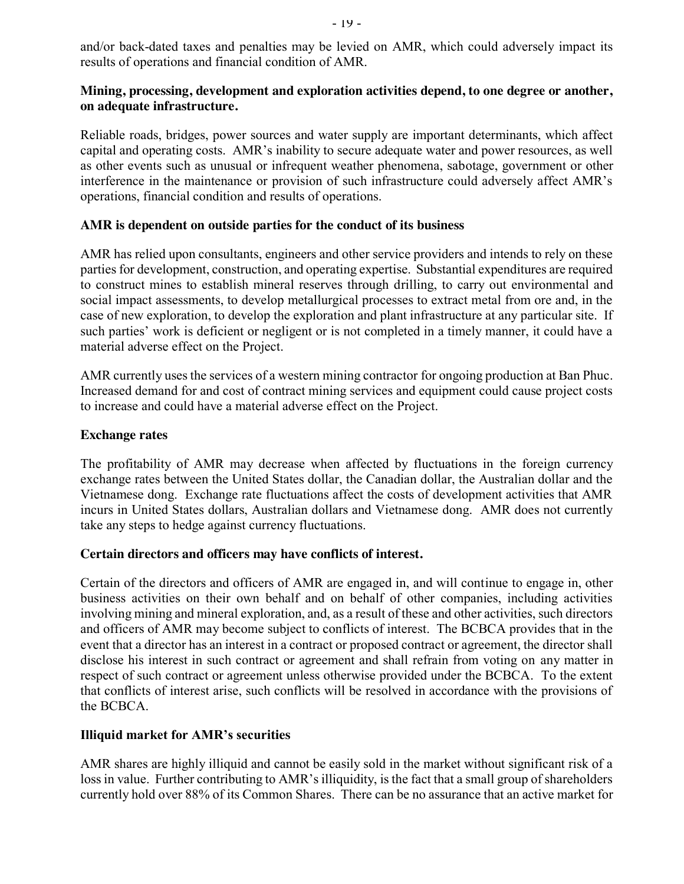and/or back-dated taxes and penalties may be levied on AMR, which could adversely impact its results of operations and financial condition of AMR.

**Mining, processing, development and exploration activities depend, to one degree or another, on adequate infrastructure.**

Reliable roads, bridges, power sources and water supply are important determinants, which affect capital and operating costs. AMR's inability to secure adequate water and power resources, as well as other events such as unusual or infrequent weather phenomena, sabotage, government or other interference in the maintenance or provision of such infrastructure could adversely affect AMR's operations, financial condition and results of operations.

**AMR is dependent on outside parties for the conduct of its business**

AMR has relied upon consultants, engineers and other service providers and intends to rely on these parties for development, construction, and operating expertise. Substantial expenditures are required to construct mines to establish mineral reserves through drilling, to carry out environmental and social impact assessments, to develop metallurgical processes to extract metal from ore and, in the case of new exploration, to develop the exploration and plant infrastructure at any particular site. If such parties' work is deficient or negligent or is not completed in a timely manner, it could have a material adverse effect on the Project.

AMR currently uses the services of a western mining contractor for ongoing production at Ban Phuc. Increased demand for and cost of contract mining services and equipment could cause project costs to increase and could have a material adverse effect on the Project.

**Exchange rates**

The profitability of AMR may decrease when affected by fluctuations in the foreign currency exchange rates between the United States dollar, the Canadian dollar, the Australian dollar and the Vietnamese dong. Exchange rate fluctuations affect the costs of development activities that AMR incurs in United States dollars, Australian dollars and Vietnamese dong. AMR does not currently take any steps to hedge against currency fluctuations.

**Certain directors and officers may have conflicts of interest.**

Certain of the directors and officers of AMR are engaged in, and will continue to engage in, other business activities on their own behalf and on behalf of other companies, including activities involving mining and mineral exploration, and, as a result of these and other activities, such directors and officers of AMR may become subject to conflicts of interest. The BCBCA provides that in the event that a director has an interest in a contract or proposed contract or agreement, the director shall disclose his interest in such contract or agreement and shall refrain from voting on any matter in respect of such contract or agreement unless otherwise provided under the BCBCA. To the extent that conflicts of interest arise, such conflicts will be resolved in accordance with the provisions of the BCBCA.

**Illiquid market for AMR's securities**

AMR shares are highly illiquid and cannot be easily sold in the market without significant risk of a loss in value. Further contributing to AMR's illiquidity, is the fact that a small group of shareholders currently hold over 88% of its Common Shares. There can be no assurance that an active market for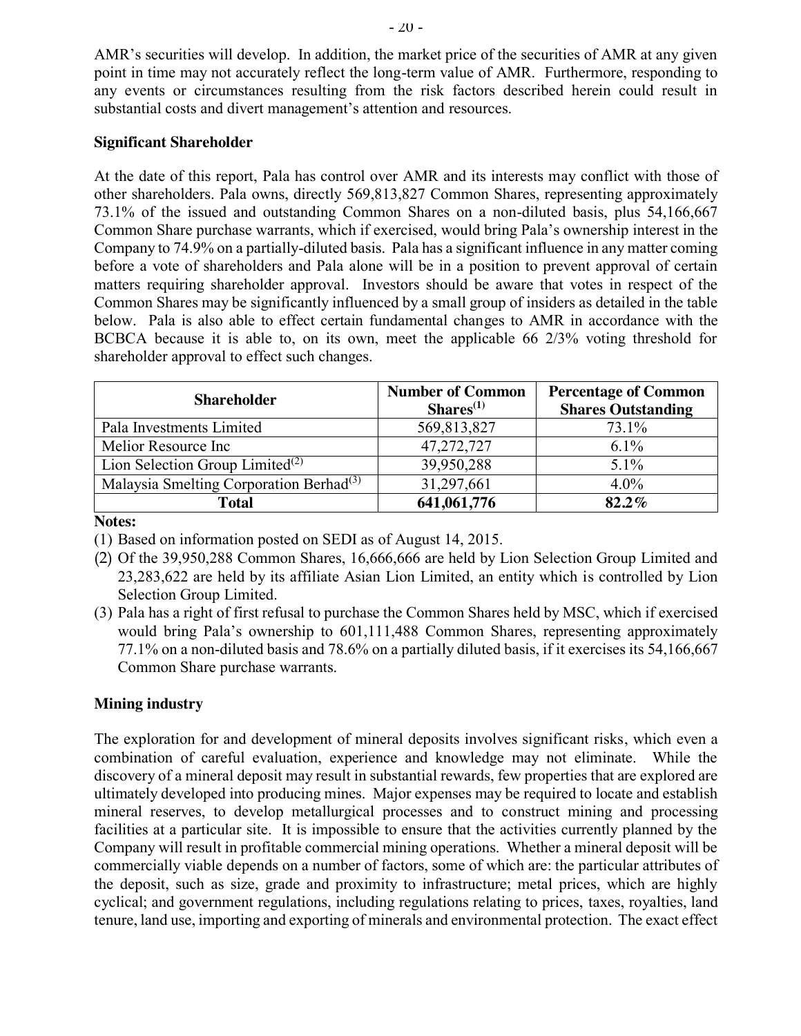AMR's securities will develop. In addition, the market price of the securities of AMR at any given point in time may not accurately reflect the long-term value of AMR. Furthermore, responding to any events or circumstances resulting from the risk factors described herein could result in substantial costs and divert management's attention and resources.

**Significant Shareholder**

At the date of this report, Pala has control over AMR and its interests may conflict with those of other shareholders. Pala owns, directly 569,813,827 Common Shares, representing approximately 73.1% of the issued and outstanding Common Shares on a non-diluted basis, plus 54,166,667 Common Share purchase warrants, which if exercised, would bring Pala's ownership interest in the Company to 74.9% on a partially-diluted basis. Pala has a significant influence in any matter coming before a vote of shareholders and Pala alone will be in a position to prevent approval of certain matters requiring shareholder approval. Investors should be aware that votes in respect of the Common Shares may be significantly influenced by a small group of insiders as detailed in the table below. Pala is also able to effect certain fundamental changes to AMR in accordance with the BCBCA because it is able to, on its own, meet the applicable 66 2/3% voting threshold for shareholder approval to effect such changes.

| Shareholder | Number of Common Shares(1) | Percentage of Common Shares Outstanding |
|---|---|---|
| Pala Investments Limited | 569,813,827 | 73.1% |
| Melior Resource Inc | 47,272,727 | 6.1% |
| Lion Selection Group Limited(2) | 39,950,288 | 5.1% |
| Malaysia Smelting Corporation Berhad(3) | 31,297,661 | 4.0% |
| **Total** | **641,061,776** | **82.2%** |

**Notes:**

(1) Based on information posted on SEDI as of August 14, 2015.

(2) Of the 39,950,288 Common Shares, 16,666,666 are held by Lion Selection Group Limited and 23,283,622 are held by its affiliate Asian Lion Limited, an entity which is controlled by Lion Selection Group Limited.

(3) Pala has a right of first refusal to purchase the Common Shares held by MSC, which if exercised would bring Pala's ownership to 601,111,488 Common Shares, representing approximately 77.1% on a non-diluted basis and 78.6% on a partially diluted basis, if it exercises its 54,166,667 Common Share purchase warrants.

**Mining industry**

The exploration for and development of mineral deposits involves significant risks, which even a combination of careful evaluation, experience and knowledge may not eliminate. While the discovery of a mineral deposit may result in substantial rewards, few properties that are explored are ultimately developed into producing mines. Major expenses may be required to locate and establish mineral reserves, to develop metallurgical processes and to construct mining and processing facilities at a particular site. It is impossible to ensure that the activities currently planned by the Company will result in profitable commercial mining operations. Whether a mineral deposit will be commercially viable depends on a number of factors, some of which are: the particular attributes of the deposit, such as size, grade and proximity to infrastructure; metal prices, which are highly cyclical; and government regulations, including regulations relating to prices, taxes, royalties, land tenure, land use, importing and exporting of minerals and environmental protection. The exact effect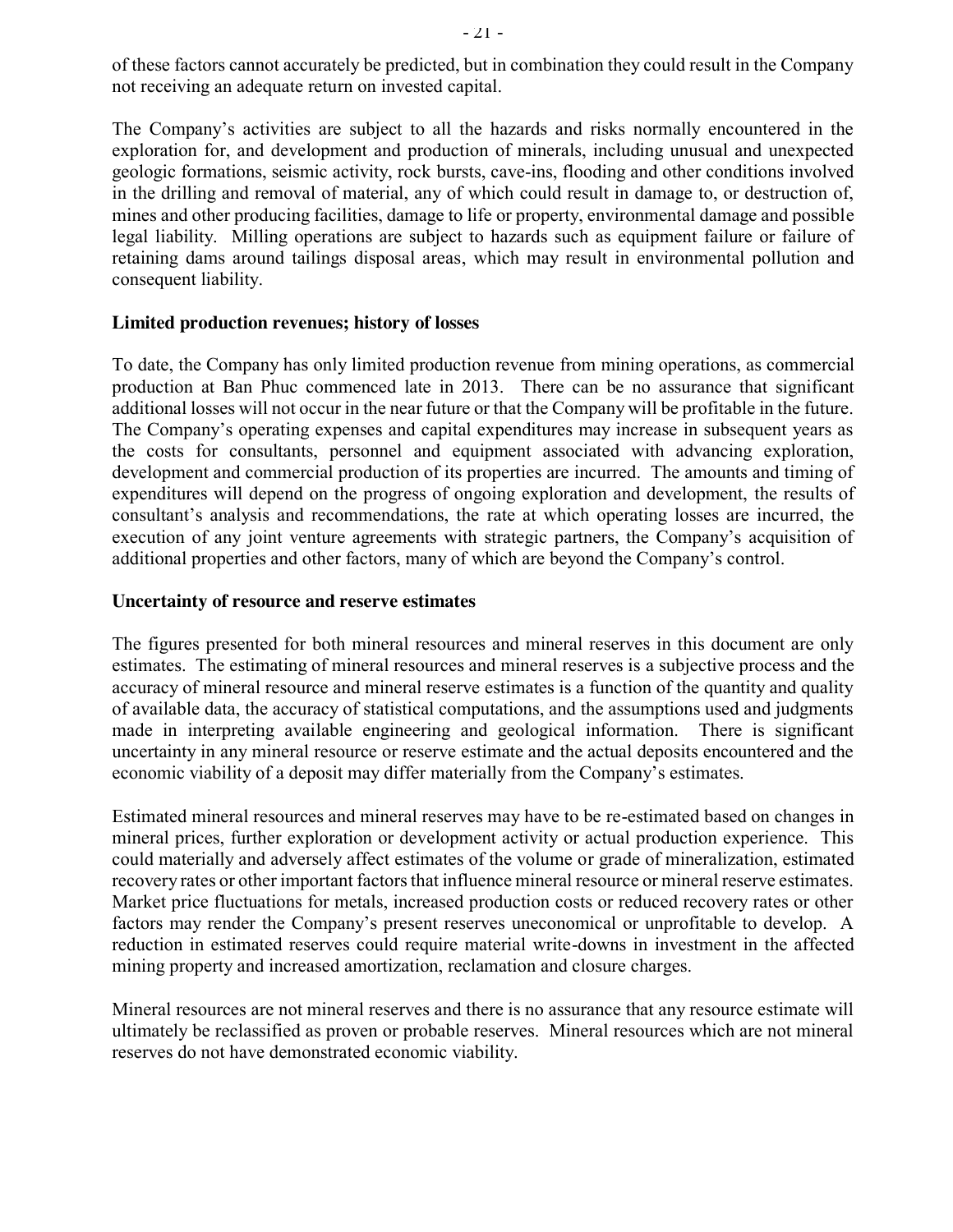of these factors cannot accurately be predicted, but in combination they could result in the Company not receiving an adequate return on invested capital.

The Company's activities are subject to all the hazards and risks normally encountered in the exploration for, and development and production of minerals, including unusual and unexpected geologic formations, seismic activity, rock bursts, cave-ins, flooding and other conditions involved in the drilling and removal of material, any of which could result in damage to, or destruction of, mines and other producing facilities, damage to life or property, environmental damage and possible legal liability. Milling operations are subject to hazards such as equipment failure or failure of retaining dams around tailings disposal areas, which may result in environmental pollution and consequent liability.

**Limited production revenues; history of losses**

To date, the Company has only limited production revenue from mining operations, as commercial production at Ban Phuc commenced late in 2013. There can be no assurance that significant additional losses will not occur in the near future or that the Company will be profitable in the future. The Company's operating expenses and capital expenditures may increase in subsequent years as the costs for consultants, personnel and equipment associated with advancing exploration, development and commercial production of its properties are incurred. The amounts and timing of expenditures will depend on the progress of ongoing exploration and development, the results of consultant's analysis and recommendations, the rate at which operating losses are incurred, the execution of any joint venture agreements with strategic partners, the Company's acquisition of additional properties and other factors, many of which are beyond the Company's control.

**Uncertainty of resource and reserve estimates**

The figures presented for both mineral resources and mineral reserves in this document are only estimates. The estimating of mineral resources and mineral reserves is a subjective process and the accuracy of mineral resource and mineral reserve estimates is a function of the quantity and quality of available data, the accuracy of statistical computations, and the assumptions used and judgments made in interpreting available engineering and geological information. There is significant uncertainty in any mineral resource or reserve estimate and the actual deposits encountered and the economic viability of a deposit may differ materially from the Company's estimates.

Estimated mineral resources and mineral reserves may have to be re-estimated based on changes in mineral prices, further exploration or development activity or actual production experience. This could materially and adversely affect estimates of the volume or grade of mineralization, estimated recovery rates or other important factors that influence mineral resource or mineral reserve estimates. Market price fluctuations for metals, increased production costs or reduced recovery rates or other factors may render the Company's present reserves uneconomical or unprofitable to develop. A reduction in estimated reserves could require material write-downs in investment in the affected mining property and increased amortization, reclamation and closure charges.

Mineral resources are not mineral reserves and there is no assurance that any resource estimate will ultimately be reclassified as proven or probable reserves. Mineral resources which are not mineral reserves do not have demonstrated economic viability.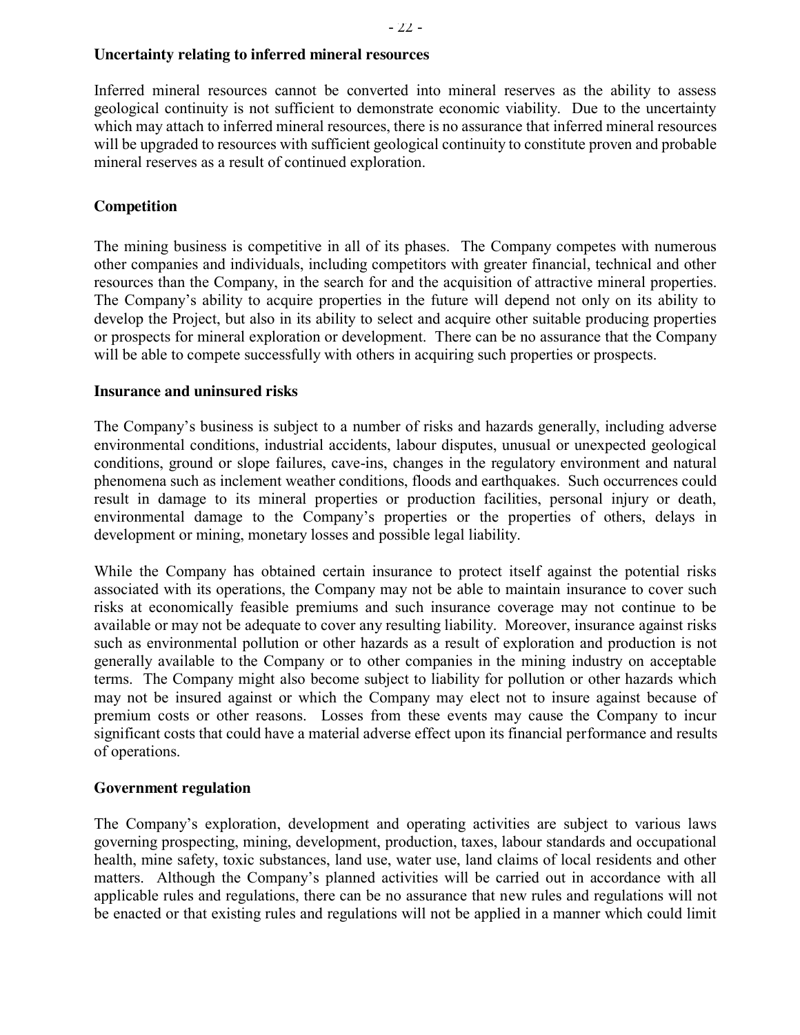**Uncertainty relating to inferred mineral resources**

Inferred mineral resources cannot be converted into mineral reserves as the ability to assess geological continuity is not sufficient to demonstrate economic viability. Due to the uncertainty which may attach to inferred mineral resources, there is no assurance that inferred mineral resources will be upgraded to resources with sufficient geological continuity to constitute proven and probable mineral reserves as a result of continued exploration.

**Competition**

The mining business is competitive in all of its phases. The Company competes with numerous other companies and individuals, including competitors with greater financial, technical and other resources than the Company, in the search for and the acquisition of attractive mineral properties. The Company's ability to acquire properties in the future will depend not only on its ability to develop the Project, but also in its ability to select and acquire other suitable producing properties or prospects for mineral exploration or development. There can be no assurance that the Company will be able to compete successfully with others in acquiring such properties or prospects.

**Insurance and uninsured risks**

The Company's business is subject to a number of risks and hazards generally, including adverse environmental conditions, industrial accidents, labour disputes, unusual or unexpected geological conditions, ground or slope failures, cave-ins, changes in the regulatory environment and natural phenomena such as inclement weather conditions, floods and earthquakes. Such occurrences could result in damage to its mineral properties or production facilities, personal injury or death, environmental damage to the Company's properties or the properties of others, delays in development or mining, monetary losses and possible legal liability.

While the Company has obtained certain insurance to protect itself against the potential risks associated with its operations, the Company may not be able to maintain insurance to cover such risks at economically feasible premiums and such insurance coverage may not continue to be available or may not be adequate to cover any resulting liability. Moreover, insurance against risks such as environmental pollution or other hazards as a result of exploration and production is not generally available to the Company or to other companies in the mining industry on acceptable terms. The Company might also become subject to liability for pollution or other hazards which may not be insured against or which the Company may elect not to insure against because of premium costs or other reasons. Losses from these events may cause the Company to incur significant costs that could have a material adverse effect upon its financial performance and results of operations.

**Government regulation**

The Company's exploration, development and operating activities are subject to various laws governing prospecting, mining, development, production, taxes, labour standards and occupational health, mine safety, toxic substances, land use, water use, land claims of local residents and other matters. Although the Company's planned activities will be carried out in accordance with all applicable rules and regulations, there can be no assurance that new rules and regulations will not be enacted or that existing rules and regulations will not be applied in a manner which could limit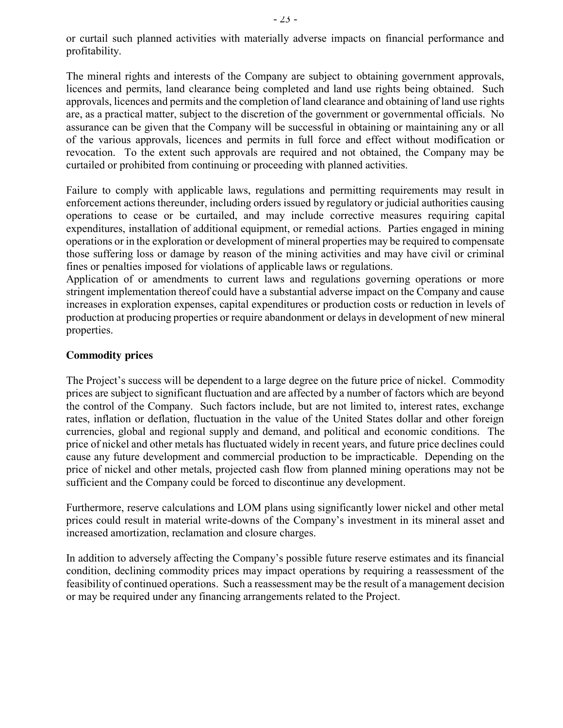or curtail such planned activities with materially adverse impacts on financial performance and profitability.

The mineral rights and interests of the Company are subject to obtaining government approvals, licences and permits, land clearance being completed and land use rights being obtained. Such approvals, licences and permits and the completion of land clearance and obtaining of land use rights are, as a practical matter, subject to the discretion of the government or governmental officials. No assurance can be given that the Company will be successful in obtaining or maintaining any or all of the various approvals, licences and permits in full force and effect without modification or revocation. To the extent such approvals are required and not obtained, the Company may be curtailed or prohibited from continuing or proceeding with planned activities.

Failure to comply with applicable laws, regulations and permitting requirements may result in enforcement actions thereunder, including orders issued by regulatory or judicial authorities causing operations to cease or be curtailed, and may include corrective measures requiring capital expenditures, installation of additional equipment, or remedial actions. Parties engaged in mining operations or in the exploration or development of mineral properties may be required to compensate those suffering loss or damage by reason of the mining activities and may have civil or criminal fines or penalties imposed for violations of applicable laws or regulations.
Application of or amendments to current laws and regulations governing operations or more stringent implementation thereof could have a substantial adverse impact on the Company and cause increases in exploration expenses, capital expenditures or production costs or reduction in levels of production at producing properties or require abandonment or delays in development of new mineral properties.

**Commodity prices**

The Project's success will be dependent to a large degree on the future price of nickel. Commodity prices are subject to significant fluctuation and are affected by a number of factors which are beyond the control of the Company. Such factors include, but are not limited to, interest rates, exchange rates, inflation or deflation, fluctuation in the value of the United States dollar and other foreign currencies, global and regional supply and demand, and political and economic conditions. The price of nickel and other metals has fluctuated widely in recent years, and future price declines could cause any future development and commercial production to be impracticable. Depending on the price of nickel and other metals, projected cash flow from planned mining operations may not be sufficient and the Company could be forced to discontinue any development.

Furthermore, reserve calculations and LOM plans using significantly lower nickel and other metal prices could result in material write-downs of the Company's investment in its mineral asset and increased amortization, reclamation and closure charges.

In addition to adversely affecting the Company's possible future reserve estimates and its financial condition, declining commodity prices may impact operations by requiring a reassessment of the feasibility of continued operations. Such a reassessment may be the result of a management decision or may be required under any financing arrangements related to the Project.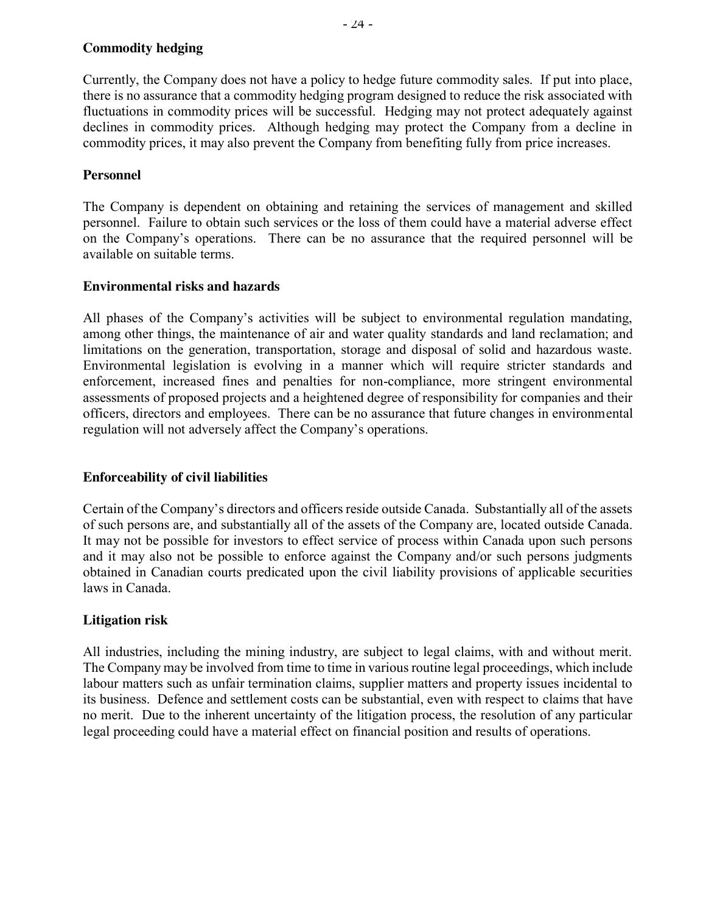**Commodity hedging**

Currently, the Company does not have a policy to hedge future commodity sales. If put into place, there is no assurance that a commodity hedging program designed to reduce the risk associated with fluctuations in commodity prices will be successful. Hedging may not protect adequately against declines in commodity prices. Although hedging may protect the Company from a decline in commodity prices, it may also prevent the Company from benefiting fully from price increases.

**Personnel**

The Company is dependent on obtaining and retaining the services of management and skilled personnel. Failure to obtain such services or the loss of them could have a material adverse effect on the Company's operations. There can be no assurance that the required personnel will be available on suitable terms.

**Environmental risks and hazards**

All phases of the Company's activities will be subject to environmental regulation mandating, among other things, the maintenance of air and water quality standards and land reclamation; and limitations on the generation, transportation, storage and disposal of solid and hazardous waste. Environmental legislation is evolving in a manner which will require stricter standards and enforcement, increased fines and penalties for non-compliance, more stringent environmental assessments of proposed projects and a heightened degree of responsibility for companies and their officers, directors and employees. There can be no assurance that future changes in environmental regulation will not adversely affect the Company's operations.

**Enforceability of civil liabilities**

Certain of the Company's directors and officers reside outside Canada. Substantially all of the assets of such persons are, and substantially all of the assets of the Company are, located outside Canada. It may not be possible for investors to effect service of process within Canada upon such persons and it may also not be possible to enforce against the Company and/or such persons judgments obtained in Canadian courts predicated upon the civil liability provisions of applicable securities laws in Canada.

**Litigation risk**

All industries, including the mining industry, are subject to legal claims, with and without merit. The Company may be involved from time to time in various routine legal proceedings, which include labour matters such as unfair termination claims, supplier matters and property issues incidental to its business. Defence and settlement costs can be substantial, even with respect to claims that have no merit. Due to the inherent uncertainty of the litigation process, the resolution of any particular legal proceeding could have a material effect on financial position and results of operations.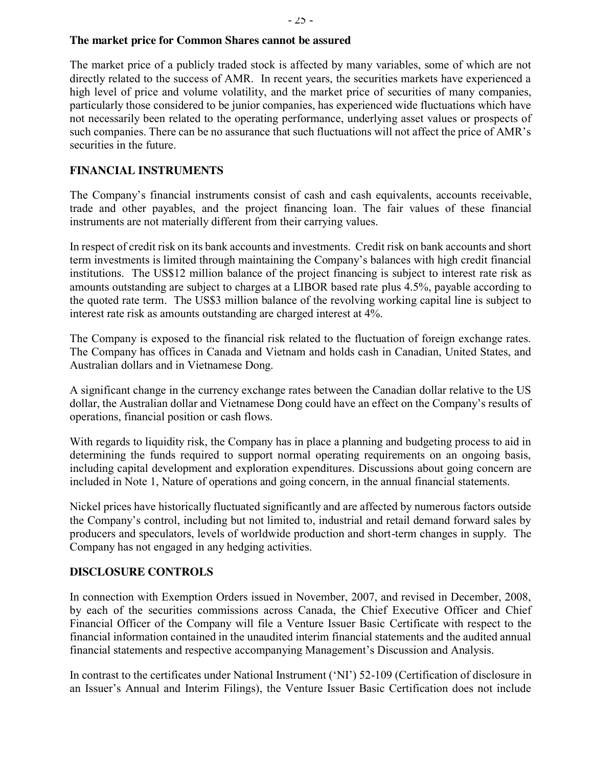**The market price for Common Shares cannot be assured**

The market price of a publicly traded stock is affected by many variables, some of which are not directly related to the success of AMR. In recent years, the securities markets have experienced a high level of price and volume volatility, and the market price of securities of many companies, particularly those considered to be junior companies, has experienced wide fluctuations which have not necessarily been related to the operating performance, underlying asset values or prospects of such companies. There can be no assurance that such fluctuations will not affect the price of AMR's securities in the future.

## FINANCIAL INSTRUMENTS

The Company's financial instruments consist of cash and cash equivalents, accounts receivable, trade and other payables, and the project financing loan. The fair values of these financial instruments are not materially different from their carrying values.

In respect of credit risk on its bank accounts and investments. Credit risk on bank accounts and short term investments is limited through maintaining the Company's balances with high credit financial institutions. The US$12 million balance of the project financing is subject to interest rate risk as amounts outstanding are subject to charges at a LIBOR based rate plus 4.5%, payable according to the quoted rate term. The US$3 million balance of the revolving working capital line is subject to interest rate risk as amounts outstanding are charged interest at 4%.

The Company is exposed to the financial risk related to the fluctuation of foreign exchange rates. The Company has offices in Canada and Vietnam and holds cash in Canadian, United States, and Australian dollars and in Vietnamese Dong.

A significant change in the currency exchange rates between the Canadian dollar relative to the US dollar, the Australian dollar and Vietnamese Dong could have an effect on the Company's results of operations, financial position or cash flows.

With regards to liquidity risk, the Company has in place a planning and budgeting process to aid in determining the funds required to support normal operating requirements on an ongoing basis, including capital development and exploration expenditures. Discussions about going concern are included in Note 1, Nature of operations and going concern, in the annual financial statements.

Nickel prices have historically fluctuated significantly and are affected by numerous factors outside the Company's control, including but not limited to, industrial and retail demand forward sales by producers and speculators, levels of worldwide production and short-term changes in supply. The Company has not engaged in any hedging activities.

## DISCLOSURE CONTROLS

In connection with Exemption Orders issued in November, 2007, and revised in December, 2008, by each of the securities commissions across Canada, the Chief Executive Officer and Chief Financial Officer of the Company will file a Venture Issuer Basic Certificate with respect to the financial information contained in the unaudited interim financial statements and the audited annual financial statements and respective accompanying Management's Discussion and Analysis.

In contrast to the certificates under National Instrument ('NI') 52-109 (Certification of disclosure in an Issuer's Annual and Interim Filings), the Venture Issuer Basic Certification does not include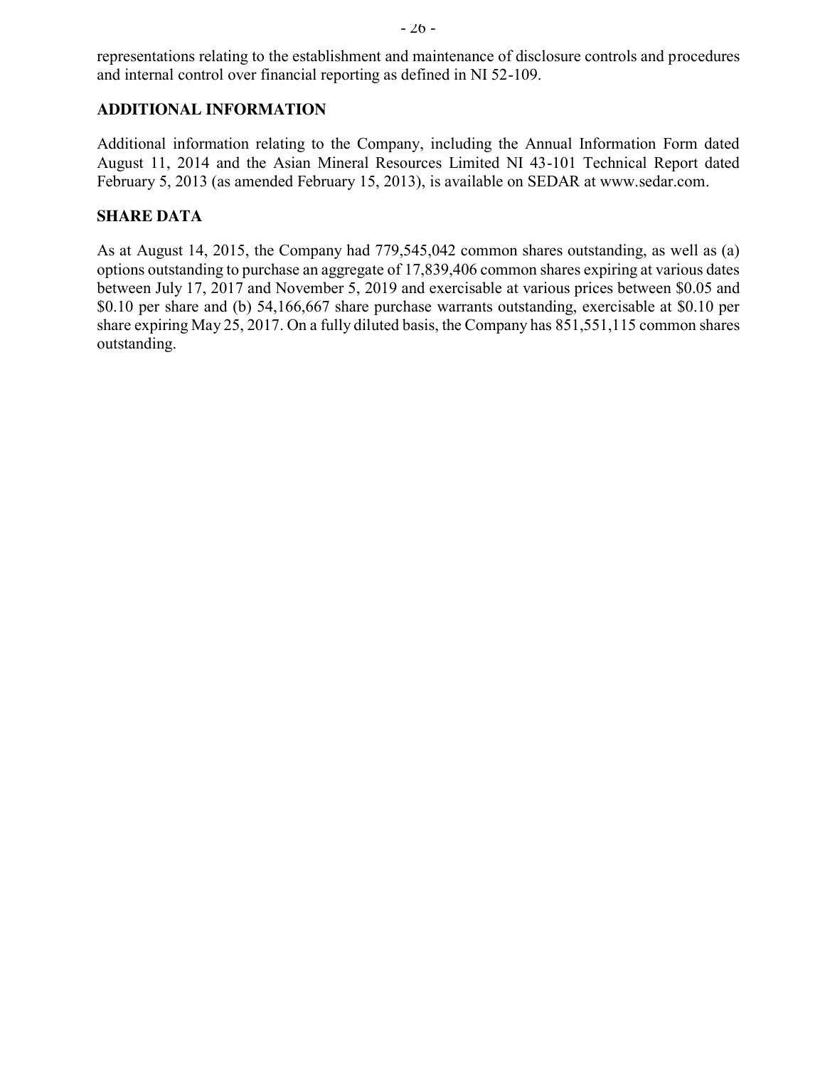representations relating to the establishment and maintenance of disclosure controls and procedures and internal control over financial reporting as defined in NI 52-109.

## ADDITIONAL INFORMATION

Additional information relating to the Company, including the Annual Information Form dated August 11, 2014 and the Asian Mineral Resources Limited NI 43-101 Technical Report dated February 5, 2013 (as amended February 15, 2013), is available on SEDAR at www.sedar.com.

## SHARE DATA

As at August 14, 2015, the Company had 779,545,042 common shares outstanding, as well as (a) options outstanding to purchase an aggregate of 17,839,406 common shares expiring at various dates between July 17, 2017 and November 5, 2019 and exercisable at various prices between $0.05 and $0.10 per share and (b) 54,166,667 share purchase warrants outstanding, exercisable at $0.10 per share expiring May 25, 2017. On a fully diluted basis, the Company has 851,551,115 common shares outstanding.